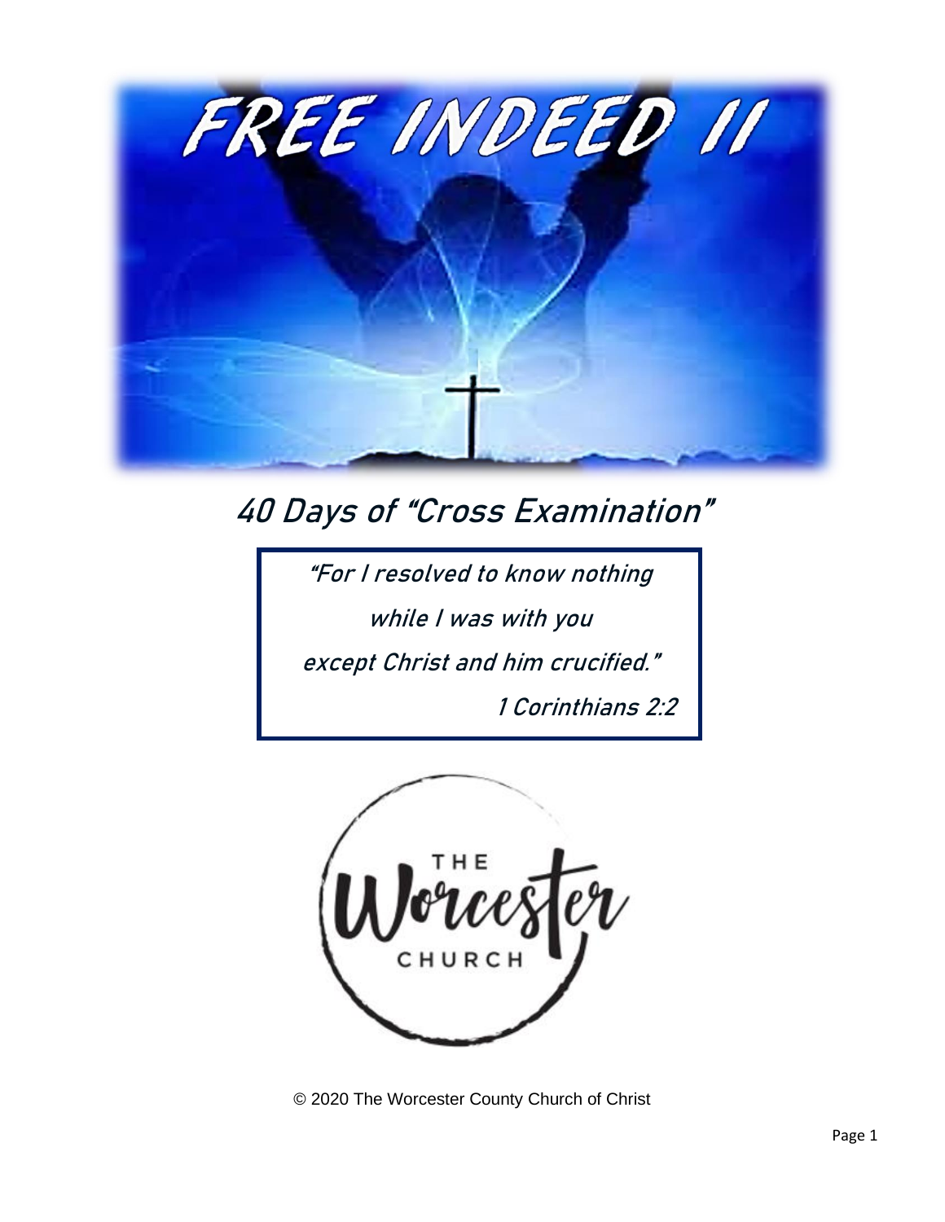# FREE INDEED II

## 40 Days of "Cross Examination"

> "For I resolved to know nothing
> while I was with you
> except Christ and him crucified."
> 1 Corinthians 2:2

THE Worcester CHURCH

© 2020 The Worcester County Church of Christ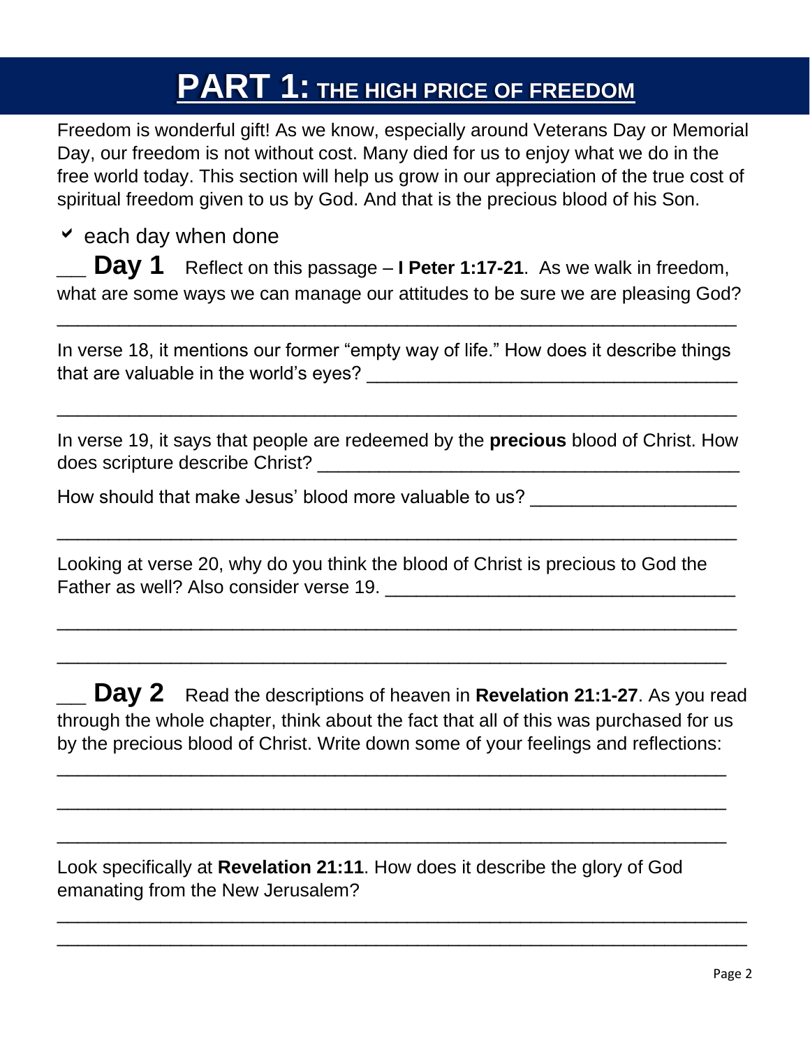# PART 1: THE HIGH PRICE OF FREEDOM

Freedom is wonderful gift! As we know, especially around Veterans Day or Memorial Day, our freedom is not without cost. Many died for us to enjoy what we do in the free world today. This section will help us grow in our appreciation of the true cost of spiritual freedom given to us by God. And that is the precious blood of his Son.

✔ each day when done

___ **Day 1** Reflect on this passage – **I Peter 1:17-21**. As we walk in freedom, what are some ways we can manage our attitudes to be sure we are pleasing God?

_______________________________________________________________

In verse 18, it mentions our former "empty way of life." How does it describe things that are valuable in the world's eyes? ___________________________________

_______________________________________________________________

In verse 19, it says that people are redeemed by the **precious** blood of Christ. How does scripture describe Christ? ________________________________________

How should that make Jesus' blood more valuable to us? ___________________

_______________________________________________________________

Looking at verse 20, why do you think the blood of Christ is precious to God the Father as well? Also consider verse 19. __________________________________

_______________________________________________________________

_______________________________________________________________

___ **Day 2** Read the descriptions of heaven in **Revelation 21:1-27**. As you read through the whole chapter, think about the fact that all of this was purchased for us by the precious blood of Christ. Write down some of your feelings and reflections:

_______________________________________________________________

_______________________________________________________________

_______________________________________________________________

Look specifically at **Revelation 21:11**. How does it describe the glory of God emanating from the New Jerusalem?

_______________________________________________________________

_______________________________________________________________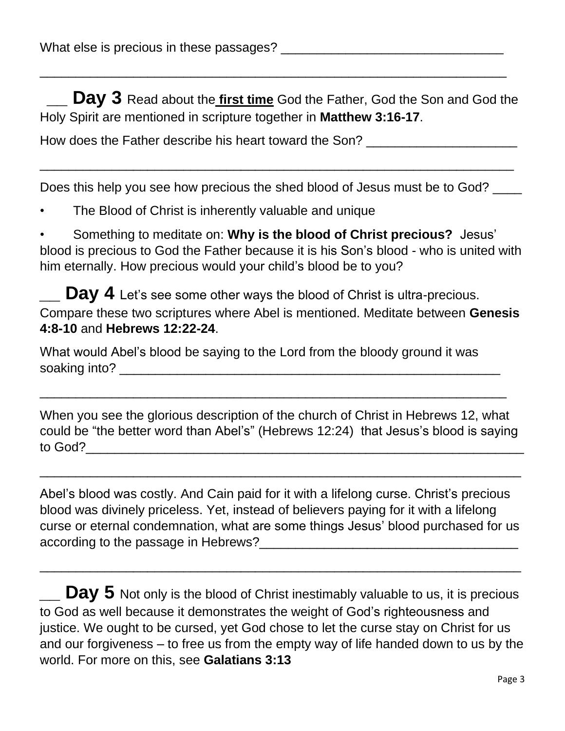What else is precious in these passages? _______________________________

_________________________________________________________________

___ **Day 3** Read about the **first time** God the Father, God the Son and God the Holy Spirit are mentioned in scripture together in **Matthew 3:16-17**.

How does the Father describe his heart toward the Son? _____________________

_________________________________________________________________

Does this help you see how precious the shed blood of Jesus must be to God? ____

- The Blood of Christ is inherently valuable and unique
- Something to meditate on: **Why is the blood of Christ precious?** Jesus' blood is precious to God the Father because it is his Son's blood - who is united with him eternally. How precious would your child's blood be to you?

___ **Day 4** Let's see some other ways the blood of Christ is ultra-precious. Compare these two scriptures where Abel is mentioned. Meditate between **Genesis 4:8-10** and **Hebrews 12:22-24**.

What would Abel's blood be saying to the Lord from the bloody ground it was soaking into? _______________________________________________________

_________________________________________________________________

When you see the glorious description of the church of Christ in Hebrews 12, what could be "the better word than Abel's" (Hebrews 12:24) that Jesus's blood is saying to God?_____________________________________________________________

_________________________________________________________________

Abel's blood was costly. And Cain paid for it with a lifelong curse. Christ's precious blood was divinely priceless. Yet, instead of believers paying for it with a lifelong curse or eternal condemnation, what are some things Jesus' blood purchased for us according to the passage in Hebrews?____________________________________

_________________________________________________________________

___ **Day 5** Not only is the blood of Christ inestimably valuable to us, it is precious to God as well because it demonstrates the weight of God's righteousness and justice. We ought to be cursed, yet God chose to let the curse stay on Christ for us and our forgiveness – to free us from the empty way of life handed down to us by the world. For more on this, see **Galatians 3:13**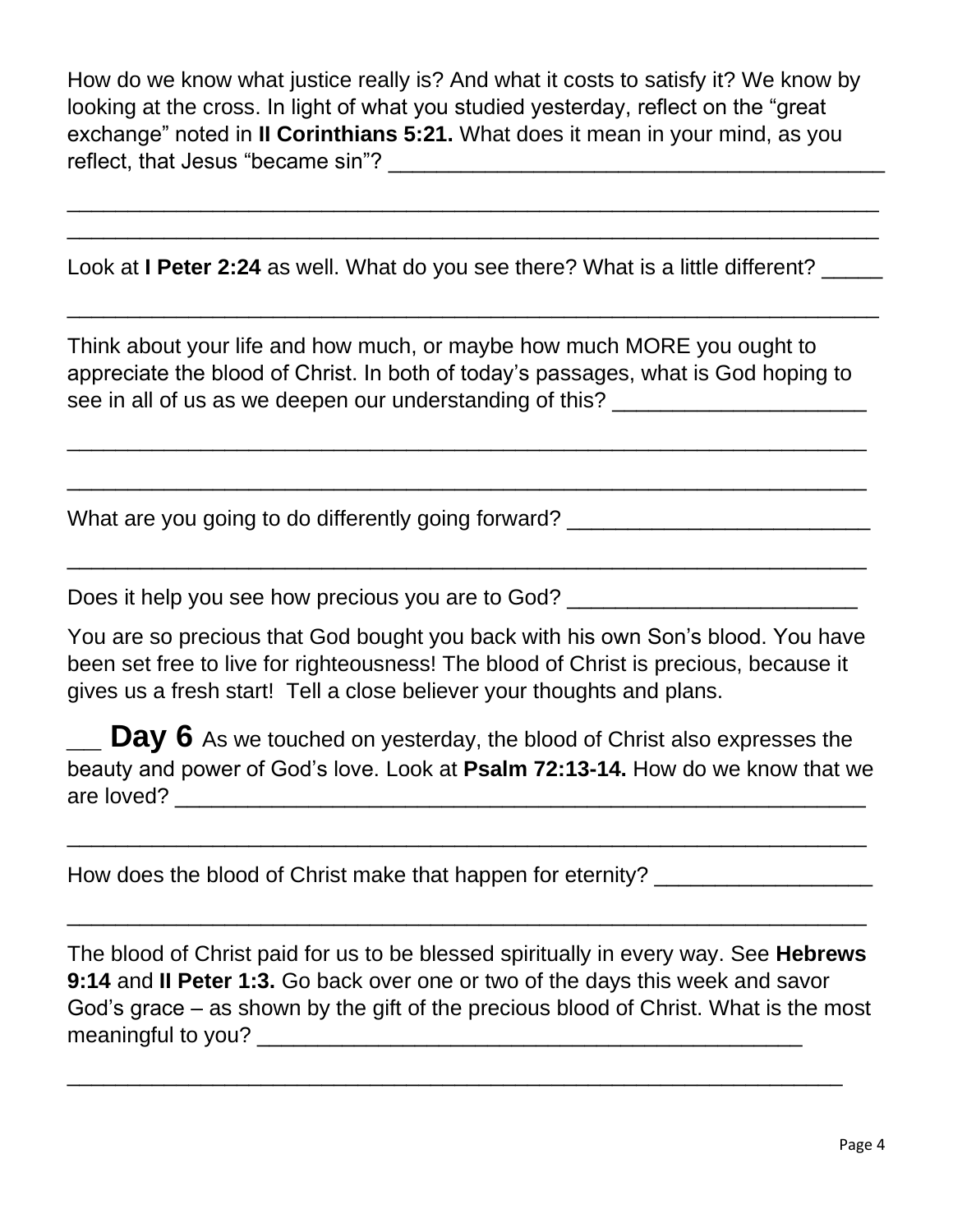How do we know what justice really is? And what it costs to satisfy it? We know by looking at the cross. In light of what you studied yesterday, reflect on the "great exchange" noted in **II Corinthians 5:21.** What does it mean in your mind, as you reflect, that Jesus "became sin"? ________________________________________

_________________________________________________________________

_________________________________________________________________

Look at **I Peter 2:24** as well. What do you see there? What is a little different? _____

_________________________________________________________________

Think about your life and how much, or maybe how much MORE you ought to appreciate the blood of Christ. In both of today's passages, what is God hoping to see in all of us as we deepen our understanding of this? ____________________

_________________________________________________________________

_________________________________________________________________

What are you going to do differently going forward? _________________________

_________________________________________________________________

Does it help you see how precious you are to God? ________________________

You are so precious that God bought you back with his own Son's blood. You have been set free to live for righteousness! The blood of Christ is precious, because it gives us a fresh start! Tell a close believer your thoughts and plans.

___ **Day 6** As we touched on yesterday, the blood of Christ also expresses the beauty and power of God's love. Look at **Psalm 72:13-14.** How do we know that we are loved? _________________________________________________________

_________________________________________________________________

How does the blood of Christ make that happen for eternity? __________________

_________________________________________________________________

The blood of Christ paid for us to be blessed spiritually in every way. See **Hebrews 9:14** and **II Peter 1:3.** Go back over one or two of the days this week and savor God's grace – as shown by the gift of the precious blood of Christ. What is the most meaningful to you? ______________________________________________

_______________________________________________________________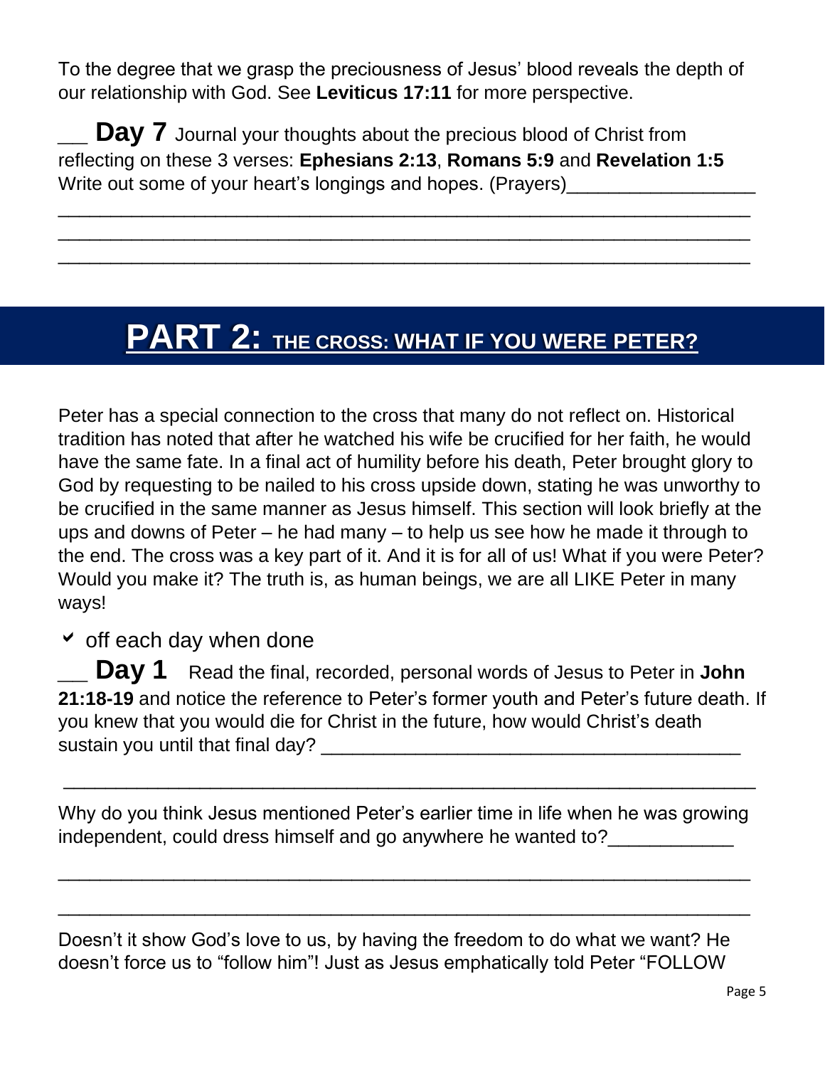To the degree that we grasp the preciousness of Jesus' blood reveals the depth of our relationship with God. See **Leviticus 17:11** for more perspective.

___ **Day 7** Journal your thoughts about the precious blood of Christ from reflecting on these 3 verses: **Ephesians 2:13**, **Romans 5:9** and **Revelation 1:5** Write out some of your heart's longings and hopes. (Prayers)__________________
_____________________________________________________________________
_____________________________________________________________________
_____________________________________________________________________

# PART 2: THE CROSS: WHAT IF YOU WERE PETER?

Peter has a special connection to the cross that many do not reflect on. Historical tradition has noted that after he watched his wife be crucified for her faith, he would have the same fate. In a final act of humility before his death, Peter brought glory to God by requesting to be nailed to his cross upside down, stating he was unworthy to be crucified in the same manner as Jesus himself. This section will look briefly at the ups and downs of Peter – he had many – to help us see how he made it through to the end. The cross was a key part of it. And it is for all of us! What if you were Peter? Would you make it? The truth is, as human beings, we are all LIKE Peter in many ways!

✔ off each day when done

___ **Day 1** Read the final, recorded, personal words of Jesus to Peter in **John 21:18-19** and notice the reference to Peter's former youth and Peter's future death. If you knew that you would die for Christ in the future, how would Christ's death sustain you until that final day? ________________________________________
_____________________________________________________________________

Why do you think Jesus mentioned Peter's earlier time in life when he was growing independent, could dress himself and go anywhere he wanted to?____________
_____________________________________________________________________
_____________________________________________________________________

Doesn't it show God's love to us, by having the freedom to do what we want? He doesn't force us to "follow him"! Just as Jesus emphatically told Peter "FOLLOW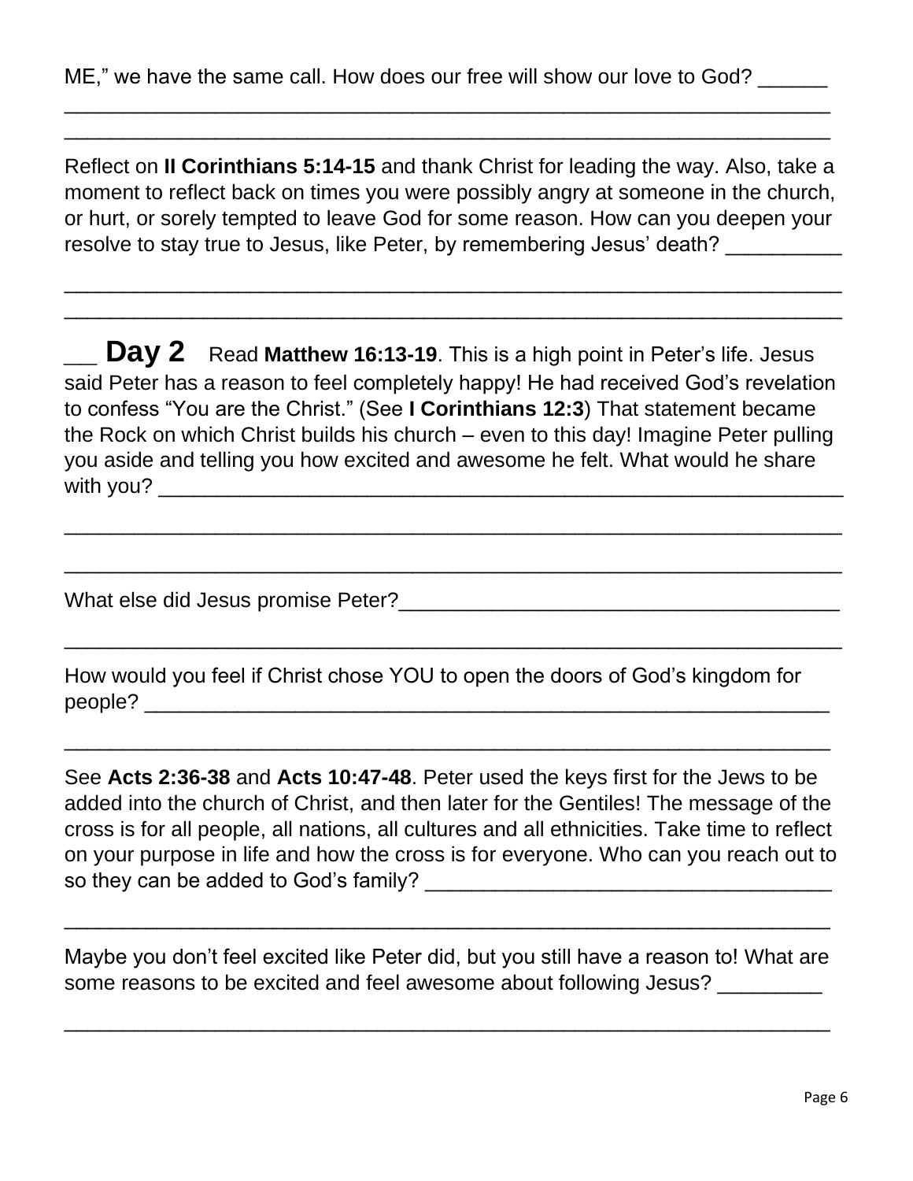ME," we have the same call. How does our free will show our love to God? ______

_________________________________________________________________

_________________________________________________________________

Reflect on **II Corinthians 5:14-15** and thank Christ for leading the way. Also, take a moment to reflect back on times you were possibly angry at someone in the church, or hurt, or sorely tempted to leave God for some reason. How can you deepen your resolve to stay true to Jesus, like Peter, by remembering Jesus' death? __________

_________________________________________________________________

_________________________________________________________________

___ **Day 2** Read **Matthew 16:13-19**. This is a high point in Peter's life. Jesus said Peter has a reason to feel completely happy! He had received God's revelation to confess "You are the Christ." (See **I Corinthians 12:3**) That statement became the Rock on which Christ builds his church – even to this day! Imagine Peter pulling you aside and telling you how excited and awesome he felt. What would he share with you? _______________________________________________________

_________________________________________________________________

_________________________________________________________________

What else did Jesus promise Peter?_______________________________________

_________________________________________________________________

How would you feel if Christ chose YOU to open the doors of God's kingdom for people? _______________________________________________________

_________________________________________________________________

See **Acts 2:36-38** and **Acts 10:47-48**. Peter used the keys first for the Jews to be added into the church of Christ, and then later for the Gentiles! The message of the cross is for all people, all nations, all cultures and all ethnicities. Take time to reflect on your purpose in life and how the cross is for everyone. Who can you reach out to so they can be added to God's family? ___________________________________

_________________________________________________________________

Maybe you don't feel excited like Peter did, but you still have a reason to! What are some reasons to be excited and feel awesome about following Jesus? _________

_________________________________________________________________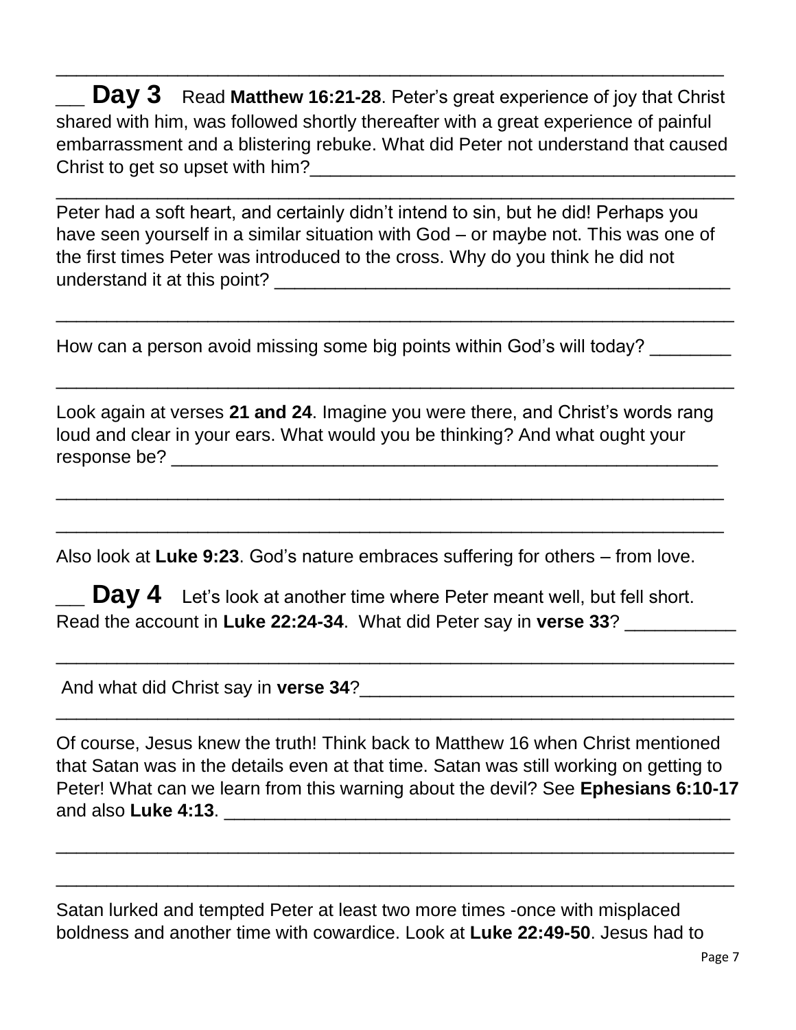___________________________________________________________________

___ **Day 3** Read **Matthew 16:21-28**. Peter's great experience of joy that Christ shared with him, was followed shortly thereafter with a great experience of painful embarrassment and a blistering rebuke. What did Peter not understand that caused Christ to get so upset with him?___________________________________________

___________________________________________________________________

Peter had a soft heart, and certainly didn't intend to sin, but he did! Perhaps you have seen yourself in a similar situation with God – or maybe not. This was one of the first times Peter was introduced to the cross. Why do you think he did not understand it at this point? _______________________________________________

___________________________________________________________________

How can a person avoid missing some big points within God's will today? ________

___________________________________________________________________

Look again at verses **21 and 24**. Imagine you were there, and Christ's words rang loud and clear in your ears. What would you be thinking? And what ought your response be? _______________________________________________________

___________________________________________________________________

___________________________________________________________________

Also look at **Luke 9:23**. God's nature embraces suffering for others – from love.

___ **Day 4** Let's look at another time where Peter meant well, but fell short. Read the account in **Luke 22:24-34**. What did Peter say in **verse 33**? ___________

___________________________________________________________________

And what did Christ say in **verse 34**?____________________________________

___________________________________________________________________

Of course, Jesus knew the truth! Think back to Matthew 16 when Christ mentioned that Satan was in the details even at that time. Satan was still working on getting to Peter! What can we learn from this warning about the devil? See **Ephesians 6:10-17** and also **Luke 4:13**. ___________________________________________________

___________________________________________________________________

___________________________________________________________________

Satan lurked and tempted Peter at least two more times -once with misplaced boldness and another time with cowardice. Look at **Luke 22:49-50**. Jesus had to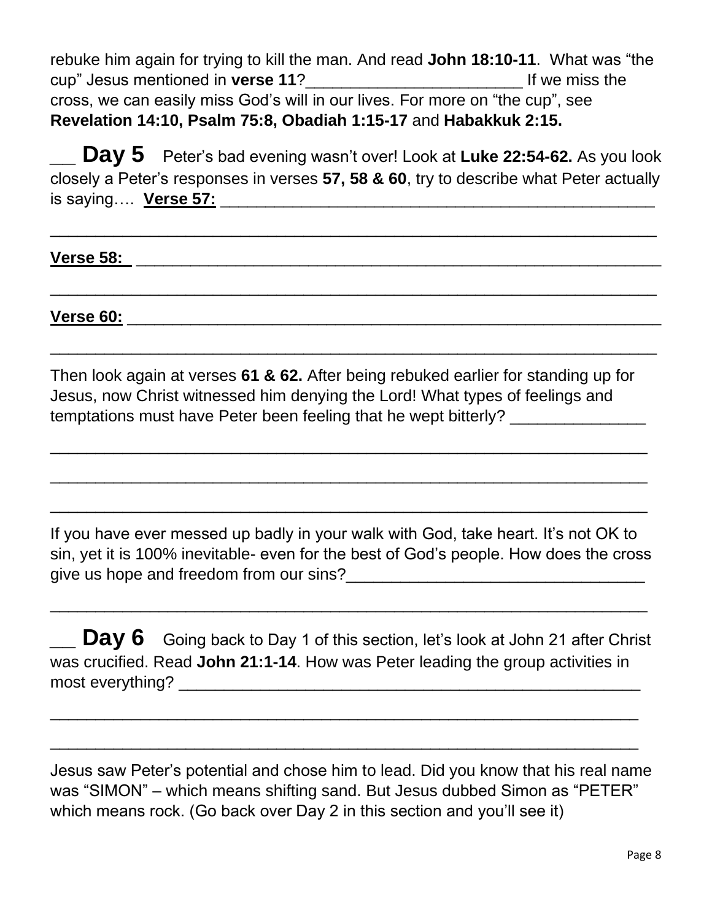rebuke him again for trying to kill the man. And read **John 18:10-11**. What was "the cup" Jesus mentioned in **verse 11**?________________________ If we miss the cross, we can easily miss God's will in our lives. For more on "the cup", see **Revelation 14:10, Psalm 75:8, Obadiah 1:15-17** and **Habakkuk 2:15.**

___ **Day 5** Peter's bad evening wasn't over! Look at **Luke 22:54-62.** As you look closely a Peter's responses in verses **57, 58 & 60**, try to describe what Peter actually is saying…. **Verse 57:** ___________________________________________________

_________________________________________________________________

**Verse 58:** ____________________________________________________________

_________________________________________________________________

**Verse 60:** ____________________________________________________________

_________________________________________________________________

Then look again at verses **61 & 62.** After being rebuked earlier for standing up for Jesus, now Christ witnessed him denying the Lord! What types of feelings and temptations must have Peter been feeling that he wept bitterly? _______________

_________________________________________________________________

_________________________________________________________________

_________________________________________________________________

If you have ever messed up badly in your walk with God, take heart. It's not OK to sin, yet it is 100% inevitable- even for the best of God's people. How does the cross give us hope and freedom from our sins?_________________________________

_________________________________________________________________

___ **Day 6** Going back to Day 1 of this section, let's look at John 21 after Christ was crucified. Read **John 21:1-14**. How was Peter leading the group activities in most everything? _____________________________________________________

_________________________________________________________________

_________________________________________________________________

Jesus saw Peter's potential and chose him to lead. Did you know that his real name was "SIMON" – which means shifting sand. But Jesus dubbed Simon as "PETER" which means rock. (Go back over Day 2 in this section and you'll see it)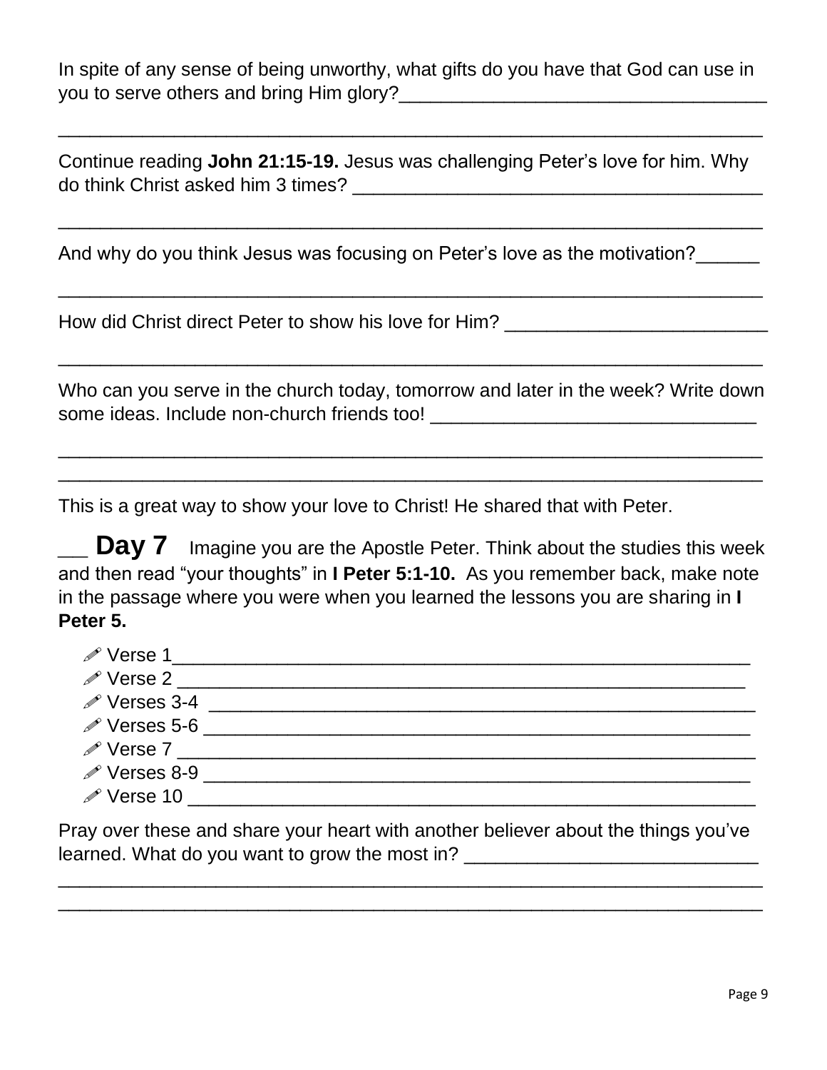In spite of any sense of being unworthy, what gifts do you have that God can use in you to serve others and bring Him glory?___________________________________

_________________________________________________________________

Continue reading **John 21:15-19.** Jesus was challenging Peter's love for him. Why do think Christ asked him 3 times? _______________________________________

_________________________________________________________________

And why do you think Jesus was focusing on Peter's love as the motivation?______

_________________________________________________________________

How did Christ direct Peter to show his love for Him? _________________________

_________________________________________________________________

Who can you serve in the church today, tomorrow and later in the week? Write down some ideas. Include non-church friends too! _______________________________

_________________________________________________________________
_________________________________________________________________

This is a great way to show your love to Christ! He shared that with Peter.

___ **Day 7** Imagine you are the Apostle Peter. Think about the studies this week and then read "your thoughts" in **I Peter 5:1-10.** As you remember back, make note in the passage where you were when you learned the lessons you are sharing in **I Peter 5.**

- ✐ Verse 1_______________________________________________________
- ✐ Verse 2 ______________________________________________________
- ✐ Verses 3-4 ____________________________________________________
- ✐ Verses 5-6 ___________________________________________________
- ✐ Verse 7 ______________________________________________________
- ✐ Verses 8-9 ___________________________________________________
- ✐ Verse 10 _____________________________________________________

Pray over these and share your heart with another believer about the things you've learned. What do you want to grow the most in? ___________________________

_________________________________________________________________
_________________________________________________________________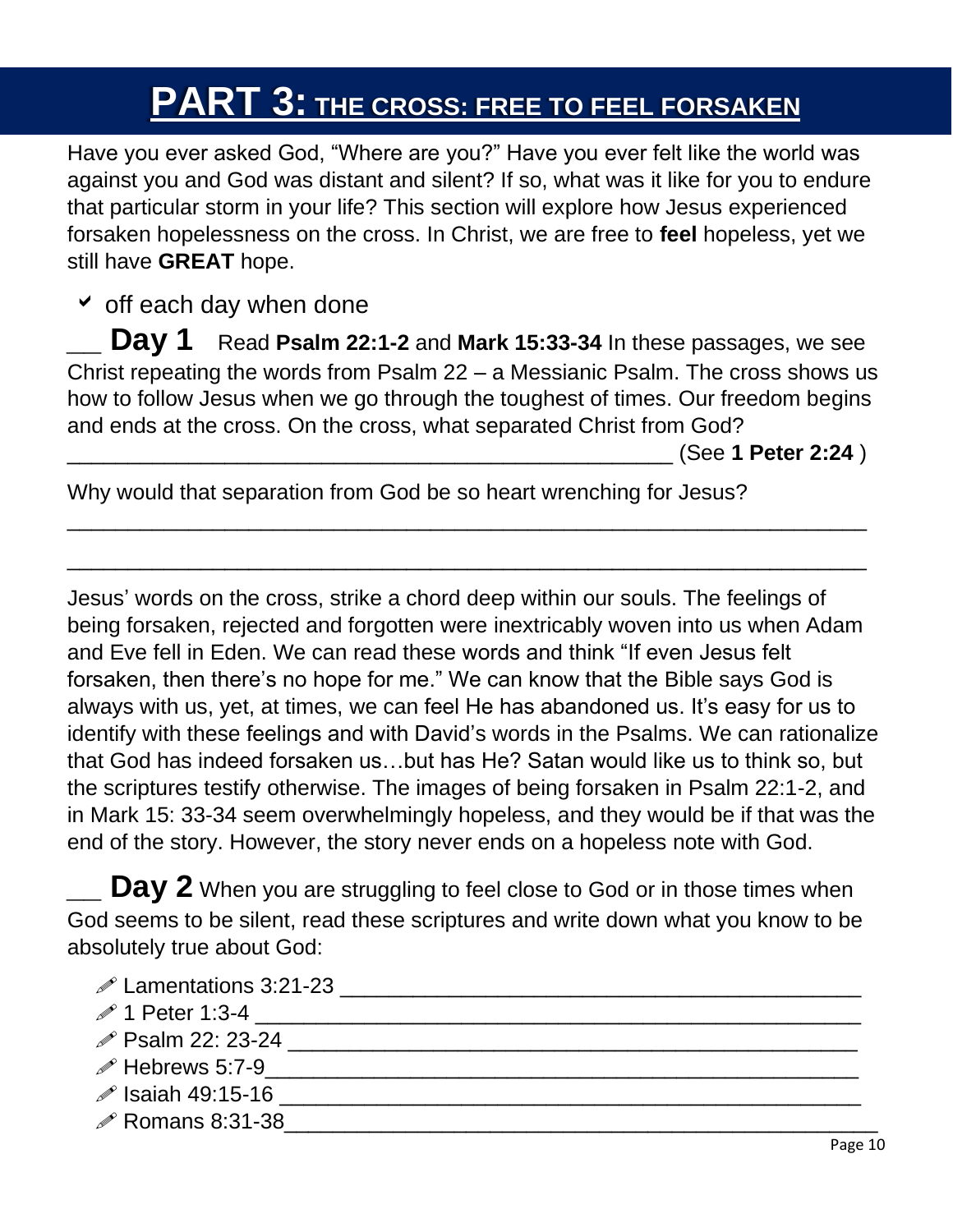# PART 3: THE CROSS: FREE TO FEEL FORSAKEN

Have you ever asked God, "Where are you?" Have you ever felt like the world was against you and God was distant and silent? If so, what was it like for you to endure that particular storm in your life? This section will explore how Jesus experienced forsaken hopelessness on the cross. In Christ, we are free to **feel** hopeless, yet we still have **GREAT** hope.

✔ off each day when done

___ **Day 1** Read **Psalm 22:1-2** and **Mark 15:33-34** In these passages, we see Christ repeating the words from Psalm 22 – a Messianic Psalm. The cross shows us how to follow Jesus when we go through the toughest of times. Our freedom begins and ends at the cross. On the cross, what separated Christ from God? ____________________________________________________ (See **1 Peter 2:24** )

Why would that separation from God be so heart wrenching for Jesus?

_____________________________________________________________________

_____________________________________________________________________

Jesus' words on the cross, strike a chord deep within our souls. The feelings of being forsaken, rejected and forgotten were inextricably woven into us when Adam and Eve fell in Eden. We can read these words and think "If even Jesus felt forsaken, then there's no hope for me." We can know that the Bible says God is always with us, yet, at times, we can feel He has abandoned us. It's easy for us to identify with these feelings and with David's words in the Psalms. We can rationalize that God has indeed forsaken us…but has He? Satan would like us to think so, but the scriptures testify otherwise. The images of being forsaken in Psalm 22:1-2, and in Mark 15: 33-34 seem overwhelmingly hopeless, and they would be if that was the end of the story. However, the story never ends on a hopeless note with God.

___ **Day 2** When you are struggling to feel close to God or in those times when God seems to be silent, read these scriptures and write down what you know to be absolutely true about God:

- ✐ Lamentations 3:21-23 ____________________________________________
- ✐ 1 Peter 1:3-4 __________________________________________________
- ✐ Psalm 22: 23-24 ________________________________________________
- ✐ Hebrews 5:7-9__________________________________________________
- ✐ Isaiah 49:15-16 ________________________________________________
- ✐ Romans 8:31-38_________________________________________________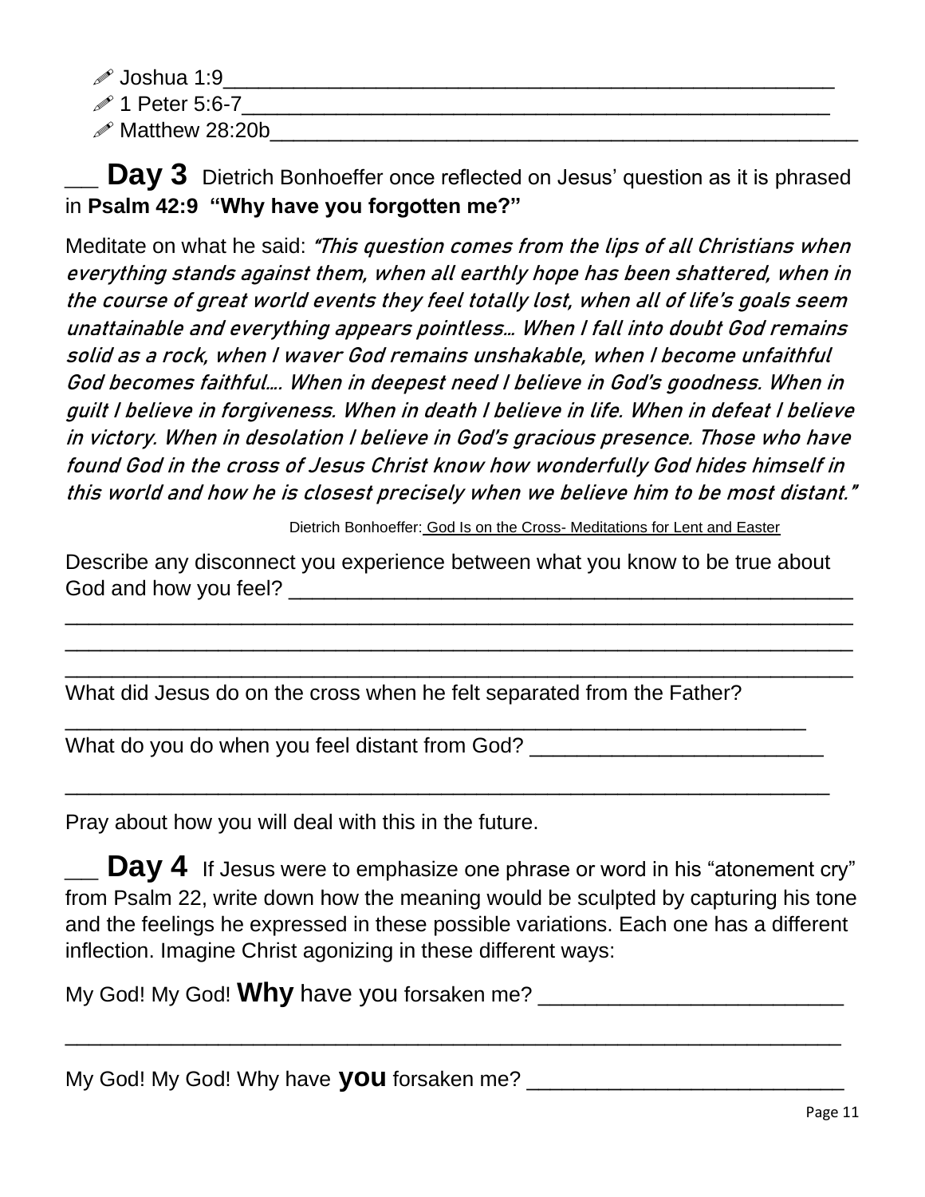- ✏ Joshua 1:9________________________________________________
- ✏ 1 Peter 5:6-7_____________________________________________
- ✏ Matthew 28:20b___________________________________________

___ **Day 3** Dietrich Bonhoeffer once reflected on Jesus' question as it is phrased in **Psalm 42:9 "Why have you forgotten me?"**

Meditate on what he said: *"This question comes from the lips of all Christians when everything stands against them, when all earthly hope has been shattered, when in the course of great world events they feel totally lost, when all of life's goals seem unattainable and everything appears pointless… When I fall into doubt God remains solid as a rock, when I waver God remains unshakable, when I become unfaithful God becomes faithful…. When in deepest need I believe in God's goodness. When in guilt I believe in forgiveness. When in death I believe in life. When in defeat I believe in victory. When in desolation I believe in God's gracious presence. Those who have found God in the cross of Jesus Christ know how wonderfully God hides himself in this world and how he is closest precisely when we believe him to be most distant."*

Dietrich Bonhoeffer: God Is on the Cross- Meditations for Lent and Easter

Describe any disconnect you experience between what you know to be true about God and how you feel? ___________________________________________
_____________________________________________________________________
_____________________________________________________________________
_____________________________________________________________________

What did Jesus do on the cross when he felt separated from the Father?
_____________________________________________________________________

What do you do when you feel distant from God? _________________________
_____________________________________________________________________

Pray about how you will deal with this in the future.

___ **Day 4** If Jesus were to emphasize one phrase or word in his "atonement cry" from Psalm 22, write down how the meaning would be sculpted by capturing his tone and the feelings he expressed in these possible variations. Each one has a different inflection. Imagine Christ agonizing in these different ways:

My God! My God! **Why** have you forsaken me? _________________________
_____________________________________________________________________

My God! My God! Why have **you** forsaken me? __________________________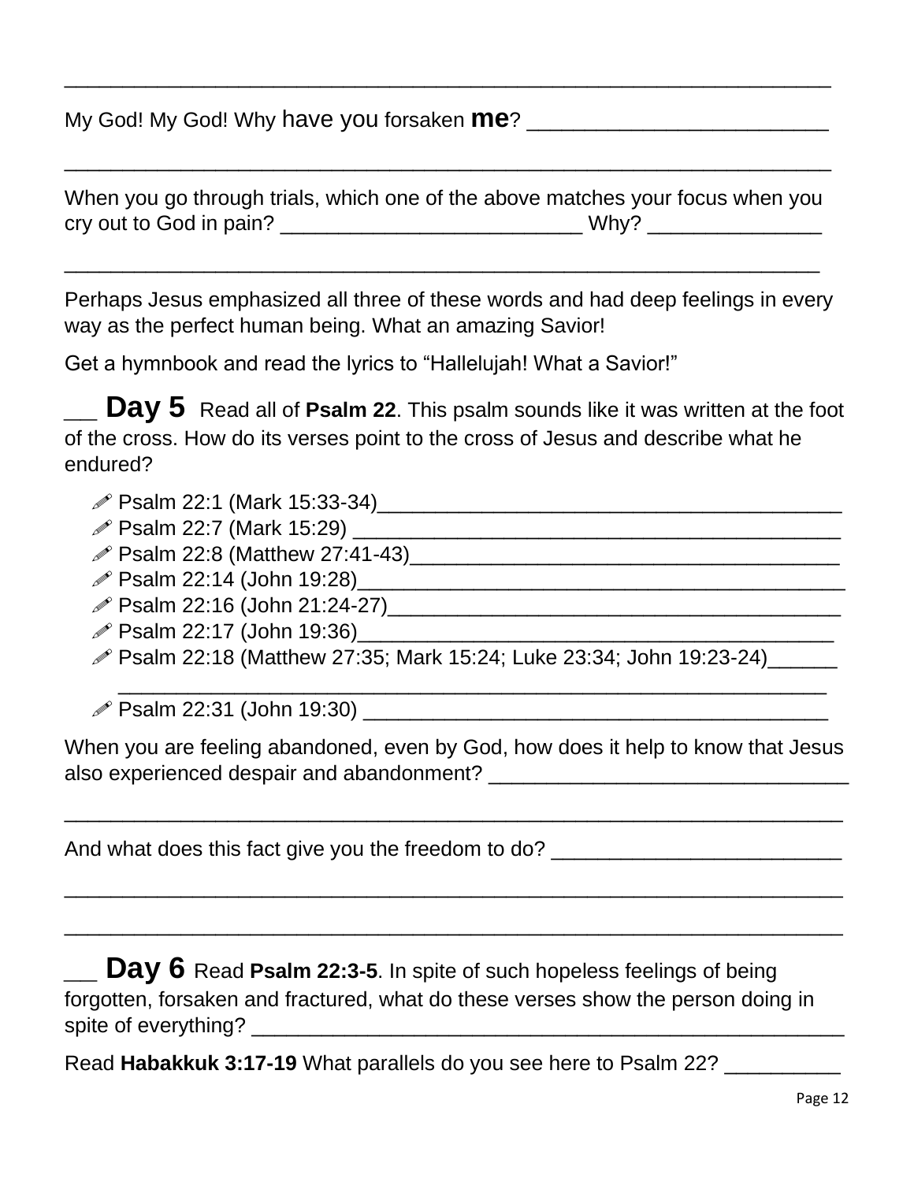______________________________________________________________

My God! My God! Why have you forsaken **me**? ________________________

______________________________________________________________

When you go through trials, which one of the above matches your focus when you cry out to God in pain? __________________________ Why? _______________

______________________________________________________________

Perhaps Jesus emphasized all three of these words and had deep feelings in every way as the perfect human being. What an amazing Savior!

Get a hymnbook and read the lyrics to "Hallelujah! What a Savior!"

___ **Day 5** Read all of **Psalm 22**. This psalm sounds like it was written at the foot of the cross. How do its verses point to the cross of Jesus and describe what he endured?

- ✏ Psalm 22:1 (Mark 15:33-34)________________________________________
- ✏ Psalm 22:7 (Mark 15:29) __________________________________________
- ✏ Psalm 22:8 (Matthew 27:41-43)_____________________________________
- ✏ Psalm 22:14 (John 19:28)__________________________________________
- ✏ Psalm 22:16 (John 21:24-27)_______________________________________
- ✏ Psalm 22:17 (John 19:36)_________________________________________
- ✏ Psalm 22:18 (Matthew 27:35; Mark 15:24; Luke 23:34; John 19:23-24)______ ___________________________________________________________
- ✏ Psalm 22:31 (John 19:30) _________________________________________

When you are feeling abandoned, even by God, how does it help to know that Jesus also experienced despair and abandonment? _______________________________

______________________________________________________________

And what does this fact give you the freedom to do? _________________________

______________________________________________________________

______________________________________________________________

___ **Day 6** Read **Psalm 22:3-5**. In spite of such hopeless feelings of being forgotten, forsaken and fractured, what do these verses show the person doing in spite of everything? _____________________________________________________

Read **Habakkuk 3:17-19** What parallels do you see here to Psalm 22? __________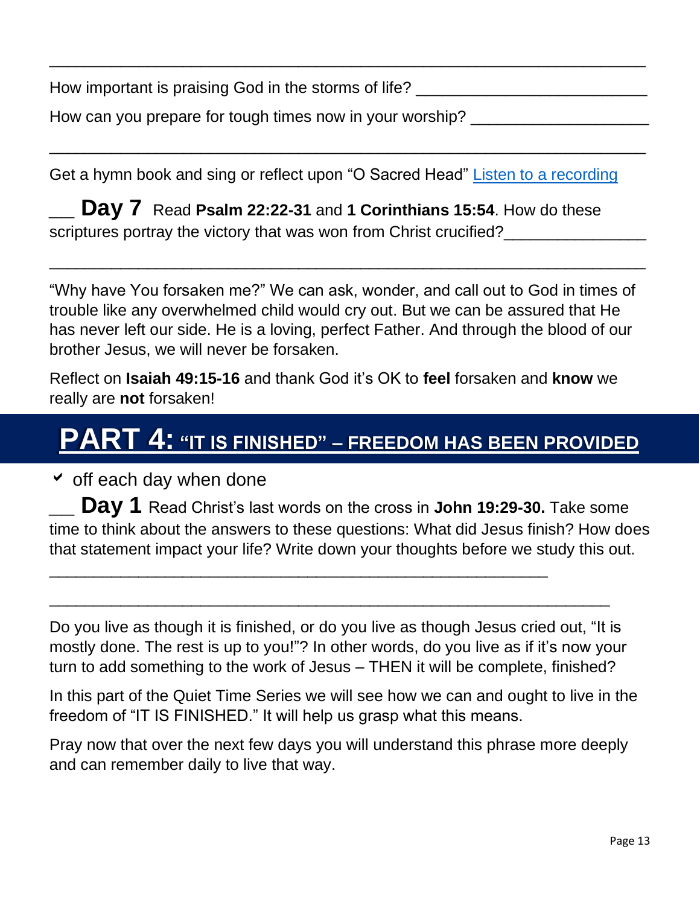\_\_\_\_\_\_\_\_\_\_\_\_\_\_\_\_\_\_\_\_\_\_\_\_\_\_\_\_\_\_\_\_\_\_\_\_\_\_\_\_\_\_\_\_\_\_\_\_\_\_\_\_\_\_\_\_\_\_\_\_\_\_\_\_

How important is praising God in the storms of life? \_\_\_\_\_\_\_\_\_\_\_\_\_\_\_\_\_\_\_\_\_\_\_\_\_\_

How can you prepare for tough times now in your worship? \_\_\_\_\_\_\_\_\_\_\_\_\_\_\_\_\_\_\_\_

\_\_\_\_\_\_\_\_\_\_\_\_\_\_\_\_\_\_\_\_\_\_\_\_\_\_\_\_\_\_\_\_\_\_\_\_\_\_\_\_\_\_\_\_\_\_\_\_\_\_\_\_\_\_\_\_\_\_\_\_\_\_\_\_

Get a hymn book and sing or reflect upon "O Sacred Head" [Listen to a recording]

\_\_\_ **Day 7** Read **Psalm 22:22-31** and **1 Corinthians 15:54**. How do these scriptures portray the victory that was won from Christ crucified?\_\_\_\_\_\_\_\_\_\_\_\_\_\_\_\_

\_\_\_\_\_\_\_\_\_\_\_\_\_\_\_\_\_\_\_\_\_\_\_\_\_\_\_\_\_\_\_\_\_\_\_\_\_\_\_\_\_\_\_\_\_\_\_\_\_\_\_\_\_\_\_\_\_\_\_\_\_\_\_\_

"Why have You forsaken me?" We can ask, wonder, and call out to God in times of trouble like any overwhelmed child would cry out. But we can be assured that He has never left our side. He is a loving, perfect Father. And through the blood of our brother Jesus, we will never be forsaken.

Reflect on **Isaiah 49:15-16** and thank God it's OK to **feel** forsaken and **know** we really are **not** forsaken!

# PART 4: "IT IS FINISHED" – FREEDOM HAS BEEN PROVIDED

✔ off each day when done

\_\_\_ **Day 1** Read Christ's last words on the cross in **John 19:29-30.** Take some time to think about the answers to these questions: What did Jesus finish? How does that statement impact your life? Write down your thoughts before we study this out.

\_\_\_\_\_\_\_\_\_\_\_\_\_\_\_\_\_\_\_\_\_\_\_\_\_\_\_\_\_\_\_\_\_\_\_\_\_\_\_\_\_\_\_\_\_\_\_\_\_\_\_\_\_\_\_

\_\_\_\_\_\_\_\_\_\_\_\_\_\_\_\_\_\_\_\_\_\_\_\_\_\_\_\_\_\_\_\_\_\_\_\_\_\_\_\_\_\_\_\_\_\_\_\_\_\_\_\_\_\_\_\_\_\_\_\_\_

Do you live as though it is finished, or do you live as though Jesus cried out, "It is mostly done. The rest is up to you!"? In other words, do you live as if it's now your turn to add something to the work of Jesus – THEN it will be complete, finished?

In this part of the Quiet Time Series we will see how we can and ought to live in the freedom of "IT IS FINISHED." It will help us grasp what this means.

Pray now that over the next few days you will understand this phrase more deeply and can remember daily to live that way.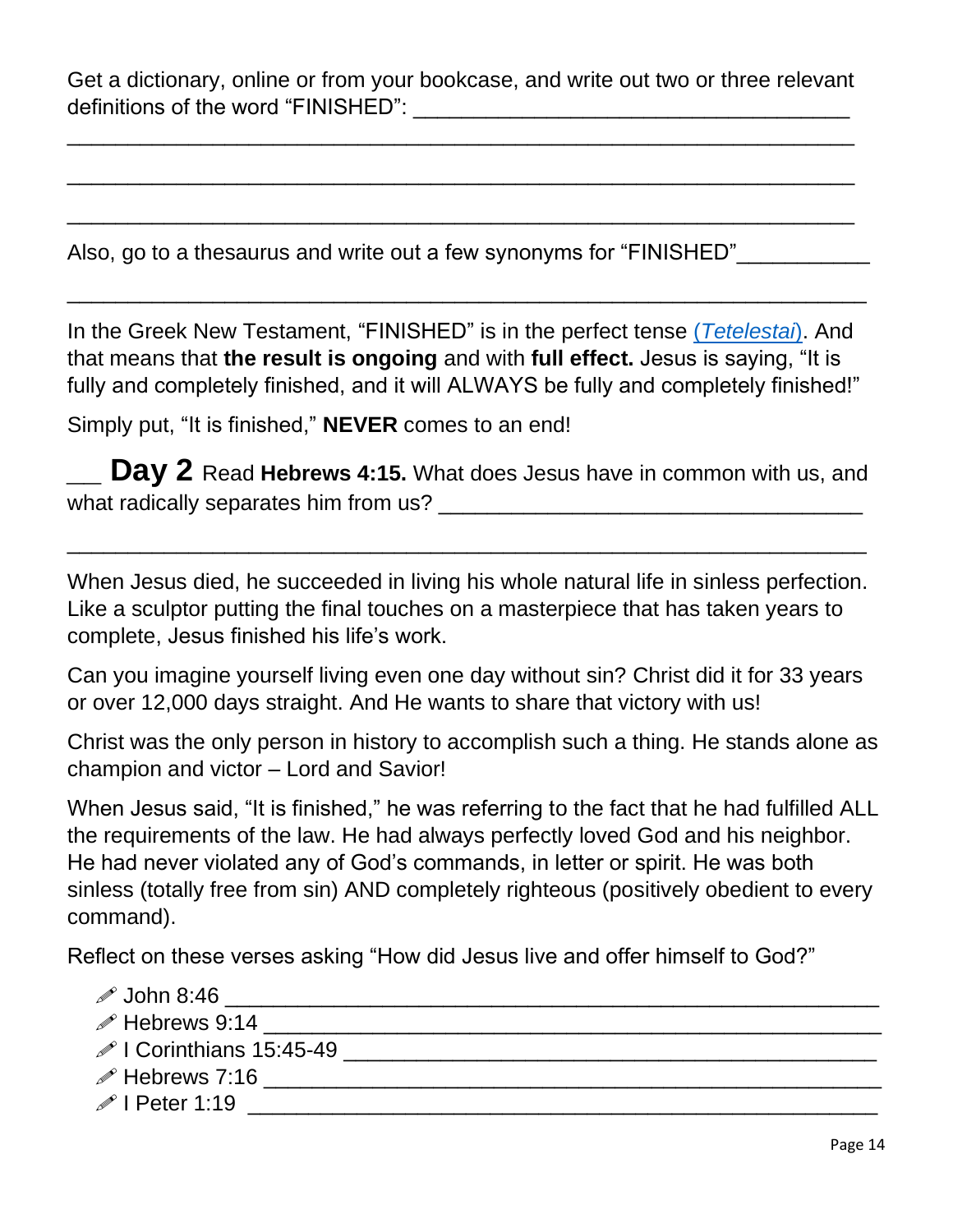Get a dictionary, online or from your bookcase, and write out two or three relevant definitions of the word "FINISHED": ____________________________________

_________________________________________________________________

_________________________________________________________________

_________________________________________________________________

Also, go to a thesaurus and write out a few synonyms for "FINISHED"___________

_________________________________________________________________

In the Greek New Testament, "FINISHED" is in the perfect tense (*Tetelestai*). And that means that **the result is ongoing** and with **full effect.** Jesus is saying, "It is fully and completely finished, and it will ALWAYS be fully and completely finished!"

Simply put, "It is finished," **NEVER** comes to an end!

___ **Day 2** Read **Hebrews 4:15.** What does Jesus have in common with us, and what radically separates him from us? ___________________________________

_________________________________________________________________

When Jesus died, he succeeded in living his whole natural life in sinless perfection. Like a sculptor putting the final touches on a masterpiece that has taken years to complete, Jesus finished his life's work.

Can you imagine yourself living even one day without sin? Christ did it for 33 years or over 12,000 days straight. And He wants to share that victory with us!

Christ was the only person in history to accomplish such a thing. He stands alone as champion and victor – Lord and Savior!

When Jesus said, "It is finished," he was referring to the fact that he had fulfilled ALL the requirements of the law. He had always perfectly loved God and his neighbor. He had never violated any of God's commands, in letter or spirit. He was both sinless (totally free from sin) AND completely righteous (positively obedient to every command).

Reflect on these verses asking "How did Jesus live and offer himself to God?"

- ✐ John 8:46 ______________________________________________________
- ✐ Hebrews 9:14 ___________________________________________________
- ✐ I Corinthians 15:45-49 ___________________________________________
- ✐ Hebrews 7:16 ___________________________________________________
- ✐ I Peter 1:19 ____________________________________________________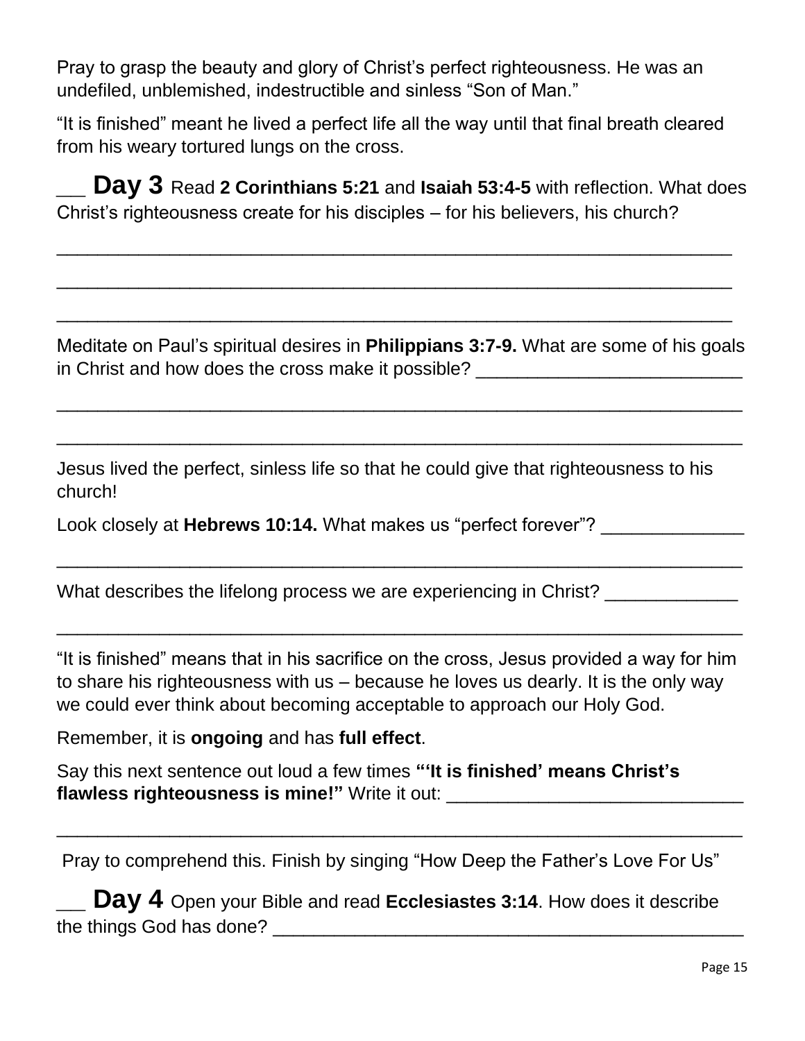Pray to grasp the beauty and glory of Christ's perfect righteousness. He was an undefiled, unblemished, indestructible and sinless "Son of Man."

"It is finished" meant he lived a perfect life all the way until that final breath cleared from his weary tortured lungs on the cross.

___ **Day 3** Read **2 Corinthians 5:21** and **Isaiah 53:4-5** with reflection. What does Christ's righteousness create for his disciples – for his believers, his church?

_______________________________________________________________

_______________________________________________________________

_______________________________________________________________

Meditate on Paul's spiritual desires in **Philippians 3:7-9.** What are some of his goals in Christ and how does the cross make it possible? __________________________

_______________________________________________________________

_______________________________________________________________

Jesus lived the perfect, sinless life so that he could give that righteousness to his church!

Look closely at **Hebrews 10:14.** What makes us "perfect forever"? ______________

_______________________________________________________________

What describes the lifelong process we are experiencing in Christ? _____________

_______________________________________________________________

"It is finished" means that in his sacrifice on the cross, Jesus provided a way for him to share his righteousness with us – because he loves us dearly. It is the only way we could ever think about becoming acceptable to approach our Holy God.

Remember, it is **ongoing** and has **full effect**.

Say this next sentence out loud a few times **"'It is finished' means Christ's flawless righteousness is mine!"** Write it out: _____________________________

_______________________________________________________________

Pray to comprehend this. Finish by singing "How Deep the Father's Love For Us"

___ **Day 4** Open your Bible and read **Ecclesiastes 3:14**. How does it describe the things God has done? ______________________________________________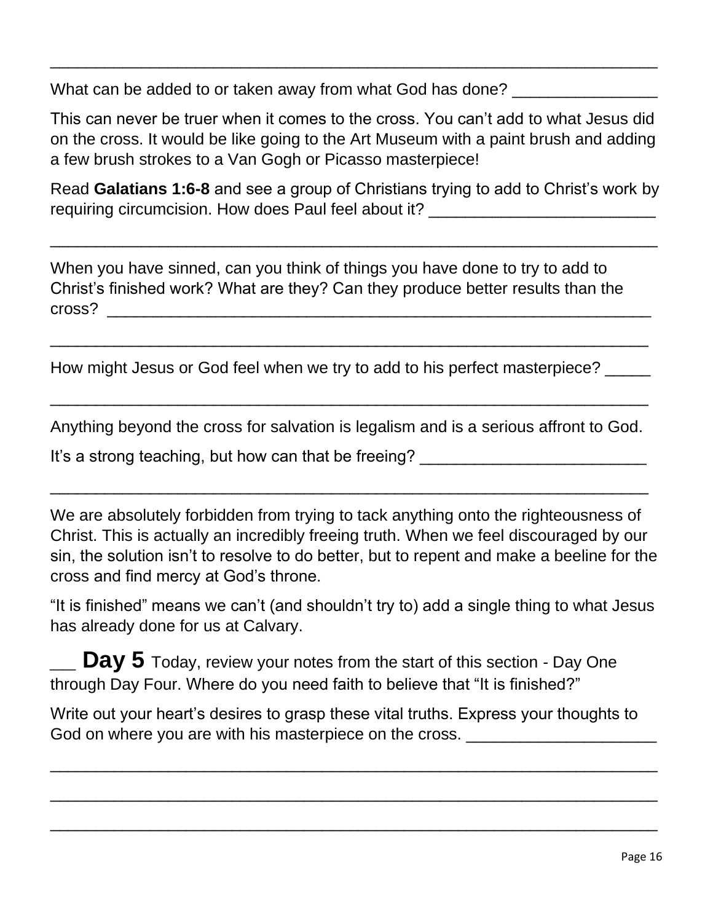_________________________________________________________________

What can be added to or taken away from what God has done? _______________

This can never be truer when it comes to the cross. You can't add to what Jesus did on the cross. It would be like going to the Art Museum with a paint brush and adding a few brush strokes to a Van Gogh or Picasso masterpiece!

Read **Galatians 1:6-8** and see a group of Christians trying to add to Christ's work by requiring circumcision. How does Paul feel about it? ________________________

_________________________________________________________________

When you have sinned, can you think of things you have done to try to add to Christ's finished work? What are they? Can they produce better results than the cross? ____________________________________________________________

_________________________________________________________________

How might Jesus or God feel when we try to add to his perfect masterpiece? _____

_________________________________________________________________

Anything beyond the cross for salvation is legalism and is a serious affront to God.

It's a strong teaching, but how can that be freeing? ________________________

_________________________________________________________________

We are absolutely forbidden from trying to tack anything onto the righteousness of Christ. This is actually an incredibly freeing truth. When we feel discouraged by our sin, the solution isn't to resolve to do better, but to repent and make a beeline for the cross and find mercy at God's throne.

"It is finished" means we can't (and shouldn't try to) add a single thing to what Jesus has already done for us at Calvary.

___ **Day 5** Today, review your notes from the start of this section - Day One through Day Four. Where do you need faith to believe that "It is finished?"

Write out your heart's desires to grasp these vital truths. Express your thoughts to God on where you are with his masterpiece on the cross. ____________________

_________________________________________________________________

_________________________________________________________________

_________________________________________________________________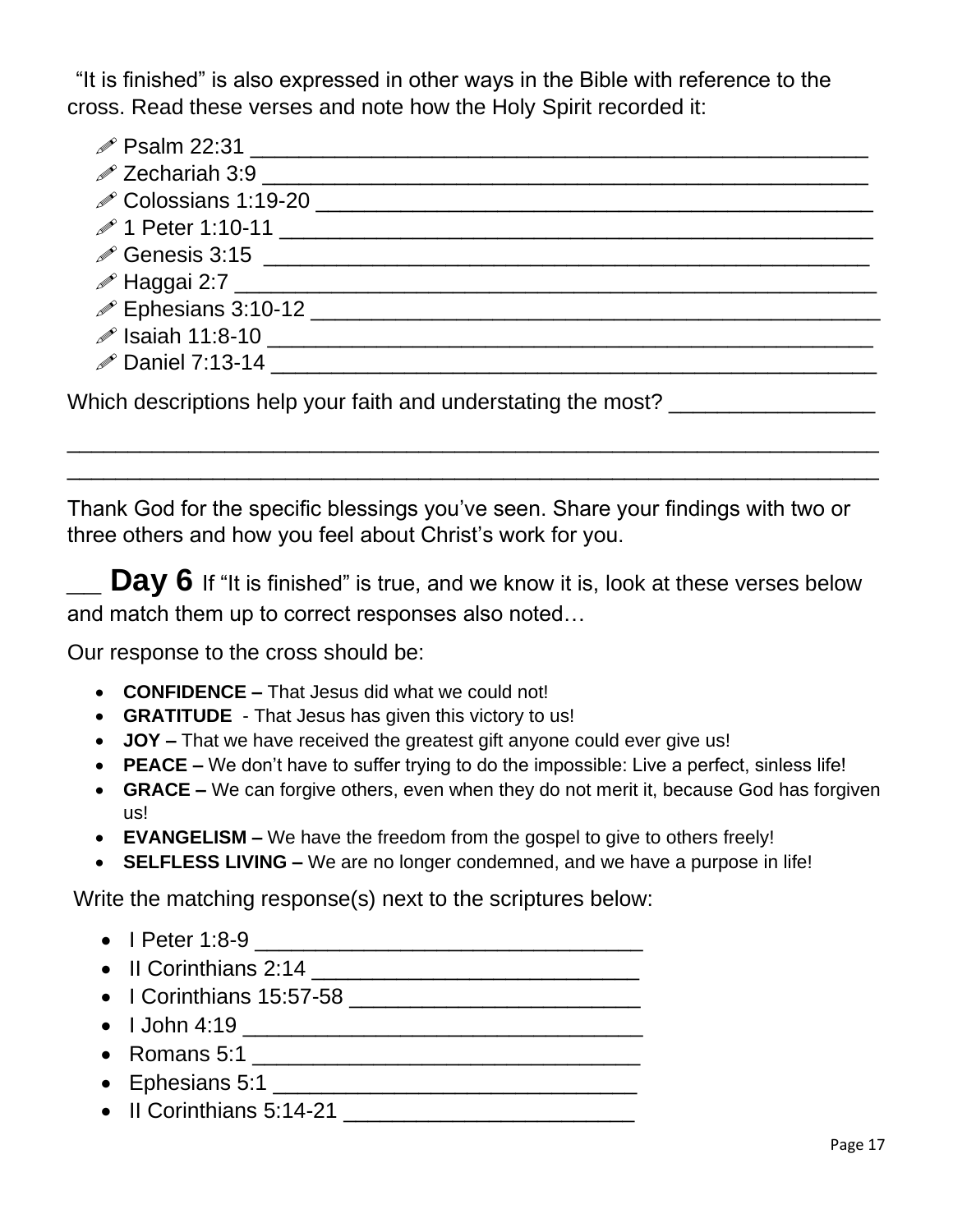"It is finished" is also expressed in other ways in the Bible with reference to the cross. Read these verses and note how the Holy Spirit recorded it:

- ✐ Psalm 22:31 ________________________________________________
- ✐ Zechariah 3:9 ______________________________________________
- ✐ Colossians 1:19-20 __________________________________________
- ✐ 1 Peter 1:10-11 ____________________________________________
- ✐ Genesis 3:15 ______________________________________________
- ✐ Haggai 2:7 ________________________________________________
- ✐ Ephesians 3:10-12 __________________________________________
- ✐ Isaiah 11:8-10 _____________________________________________
- ✐ Daniel 7:13-14 ____________________________________________

Which descriptions help your faith and understating the most? ________________

______________________________________________________________

______________________________________________________________

Thank God for the specific blessings you've seen. Share your findings with two or three others and how you feel about Christ's work for you.

## ___ Day 6 If "It is finished" is true, and we know it is, look at these verses below and match them up to correct responses also noted…

Our response to the cross should be:

- **CONFIDENCE –** That Jesus did what we could not!
- **GRATITUDE** - That Jesus has given this victory to us!
- **JOY –** That we have received the greatest gift anyone could ever give us!
- **PEACE –** We don't have to suffer trying to do the impossible: Live a perfect, sinless life!
- **GRACE –** We can forgive others, even when they do not merit it, because God has forgiven us!
- **EVANGELISM –** We have the freedom from the gospel to give to others freely!
- **SELFLESS LIVING –** We are no longer condemned, and we have a purpose in life!

Write the matching response(s) next to the scriptures below:

- I Peter 1:8-9 ______________________________
- II Corinthians 2:14 __________________________
- I Corinthians 15:57-58 _______________________
- I John 4:19 ________________________________
- Romans 5:1 ________________________________
- Ephesians 5:1 ______________________________
- II Corinthians 5:14-21 _______________________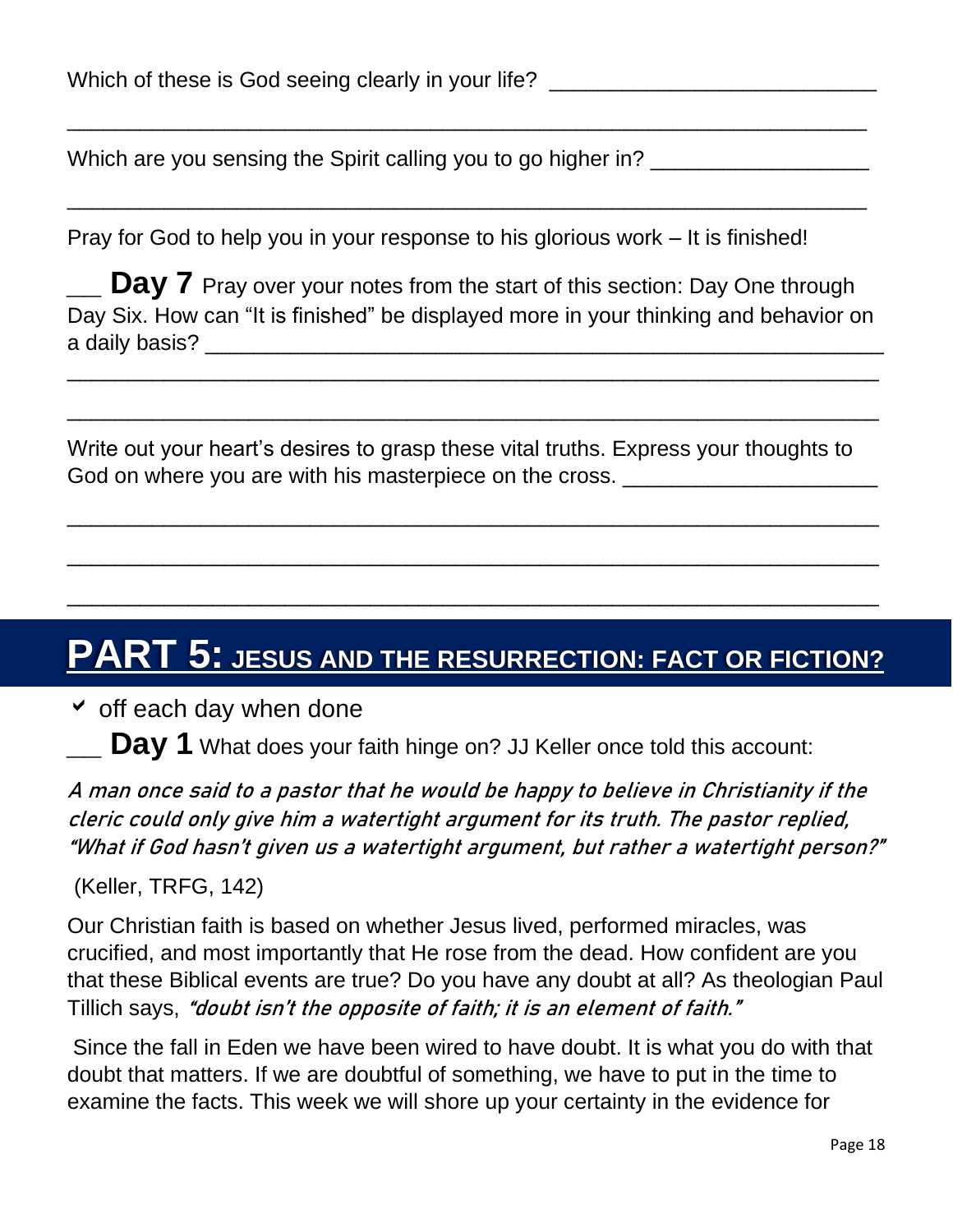Which of these is God seeing clearly in your life? ___________________________

____________________________________________________________________

Which are you sensing the Spirit calling you to go higher in? __________________

____________________________________________________________________

Pray for God to help you in your response to his glorious work – It is finished!

___ **Day 7** Pray over your notes from the start of this section: Day One through Day Six. How can "It is finished" be displayed more in your thinking and behavior on a daily basis? ___________________________________________________________

____________________________________________________________________

____________________________________________________________________

Write out your heart's desires to grasp these vital truths. Express your thoughts to God on where you are with his masterpiece on the cross. _____________________

____________________________________________________________________

____________________________________________________________________

____________________________________________________________________

# PART 5: JESUS AND THE RESURRECTION: FACT OR FICTION?

- ✔ off each day when done

___ **Day 1** What does your faith hinge on? JJ Keller once told this account:

*A man once said to a pastor that he would be happy to believe in Christianity if the cleric could only give him a watertight argument for its truth. The pastor replied, "What if God hasn't given us a watertight argument, but rather a watertight person?"*

(Keller, TRFG, 142)

Our Christian faith is based on whether Jesus lived, performed miracles, was crucified, and most importantly that He rose from the dead. How confident are you that these Biblical events are true? Do you have any doubt at all? As theologian Paul Tillich says, *"doubt isn't the opposite of faith; it is an element of faith."*

Since the fall in Eden we have been wired to have doubt. It is what you do with that doubt that matters. If we are doubtful of something, we have to put in the time to examine the facts. This week we will shore up your certainty in the evidence for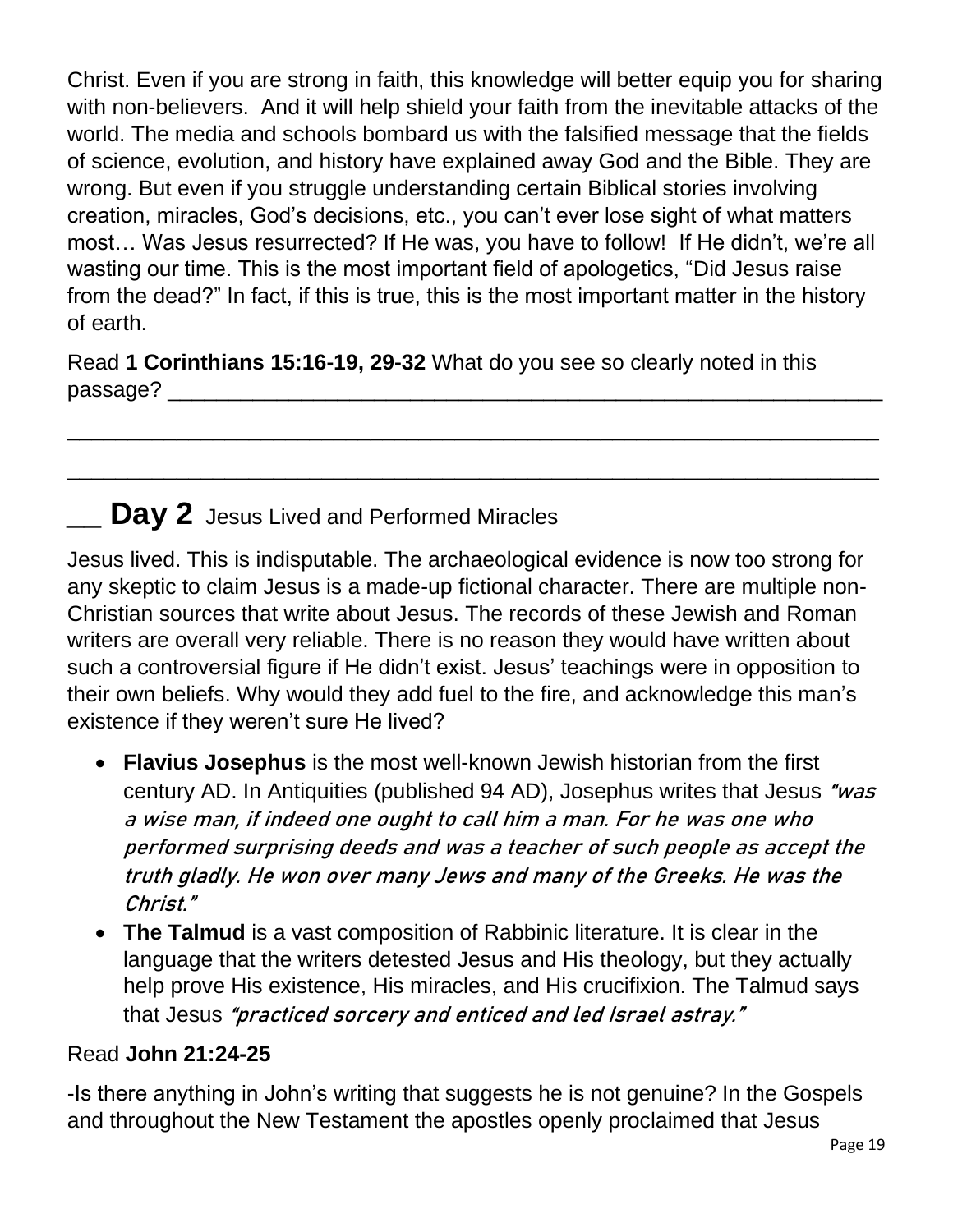Christ. Even if you are strong in faith, this knowledge will better equip you for sharing with non-believers. And it will help shield your faith from the inevitable attacks of the world. The media and schools bombard us with the falsified message that the fields of science, evolution, and history have explained away God and the Bible. They are wrong. But even if you struggle understanding certain Biblical stories involving creation, miracles, God's decisions, etc., you can't ever lose sight of what matters most… Was Jesus resurrected? If He was, you have to follow! If He didn't, we're all wasting our time. This is the most important field of apologetics, "Did Jesus raise from the dead?" In fact, if this is true, this is the most important matter in the history of earth.

Read **1 Corinthians 15:16-19, 29-32** What do you see so clearly noted in this passage? ______________________________________________________________

_____________________________________________________________________

_____________________________________________________________________

## ___ Day 2 Jesus Lived and Performed Miracles

Jesus lived. This is indisputable. The archaeological evidence is now too strong for any skeptic to claim Jesus is a made-up fictional character. There are multiple non-Christian sources that write about Jesus. The records of these Jewish and Roman writers are overall very reliable. There is no reason they would have written about such a controversial figure if He didn't exist. Jesus' teachings were in opposition to their own beliefs. Why would they add fuel to the fire, and acknowledge this man's existence if they weren't sure He lived?

- **Flavius Josephus** is the most well-known Jewish historian from the first century AD. In Antiquities (published 94 AD), Josephus writes that Jesus *"was a wise man, if indeed one ought to call him a man. For he was one who performed surprising deeds and was a teacher of such people as accept the truth gladly. He won over many Jews and many of the Greeks. He was the Christ."*
- **The Talmud** is a vast composition of Rabbinic literature. It is clear in the language that the writers detested Jesus and His theology, but they actually help prove His existence, His miracles, and His crucifixion. The Talmud says that Jesus *"practiced sorcery and enticed and led Israel astray."*

Read **John 21:24-25**

-Is there anything in John's writing that suggests he is not genuine? In the Gospels and throughout the New Testament the apostles openly proclaimed that Jesus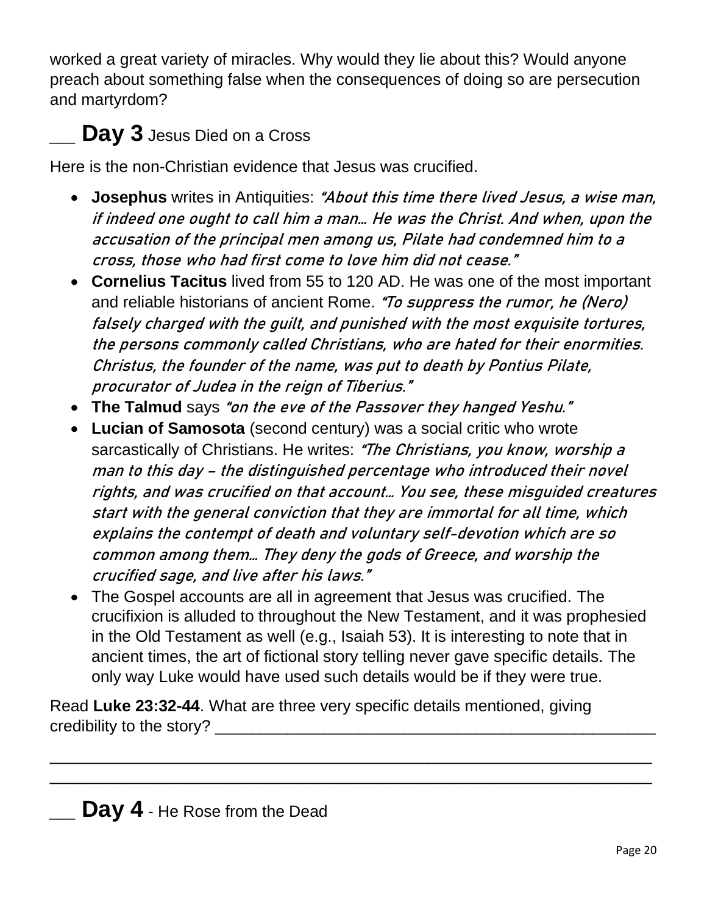worked a great variety of miracles. Why would they lie about this? Would anyone preach about something false when the consequences of doing so are persecution and martyrdom?

## ___ **Day 3** Jesus Died on a Cross

Here is the non-Christian evidence that Jesus was crucified.

- **Josephus** writes in Antiquities: *"About this time there lived Jesus, a wise man, if indeed one ought to call him a man… He was the Christ. And when, upon the accusation of the principal men among us, Pilate had condemned him to a cross, those who had first come to love him did not cease."*
- **Cornelius Tacitus** lived from 55 to 120 AD. He was one of the most important and reliable historians of ancient Rome. *"To suppress the rumor, he (Nero) falsely charged with the guilt, and punished with the most exquisite tortures, the persons commonly called Christians, who are hated for their enormities. Christus, the founder of the name, was put to death by Pontius Pilate, procurator of Judea in the reign of Tiberius."*
- **The Talmud** says *"on the eve of the Passover they hanged Yeshu."*
- **Lucian of Samosota** (second century) was a social critic who wrote sarcastically of Christians. He writes: *"The Christians, you know, worship a man to this day – the distinguished percentage who introduced their novel rights, and was crucified on that account… You see, these misguided creatures start with the general conviction that they are immortal for all time, which explains the contempt of death and voluntary self-devotion which are so common among them… They deny the gods of Greece, and worship the crucified sage, and live after his laws."*
- The Gospel accounts are all in agreement that Jesus was crucified. The crucifixion is alluded to throughout the New Testament, and it was prophesied in the Old Testament as well (e.g., Isaiah 53). It is interesting to note that in ancient times, the art of fictional story telling never gave specific details. The only way Luke would have used such details would be if they were true.

Read **Luke 23:32-44**. What are three very specific details mentioned, giving credibility to the story? ______________________________________________

________________________________________________________________

________________________________________________________________

## ___ **Day 4** - He Rose from the Dead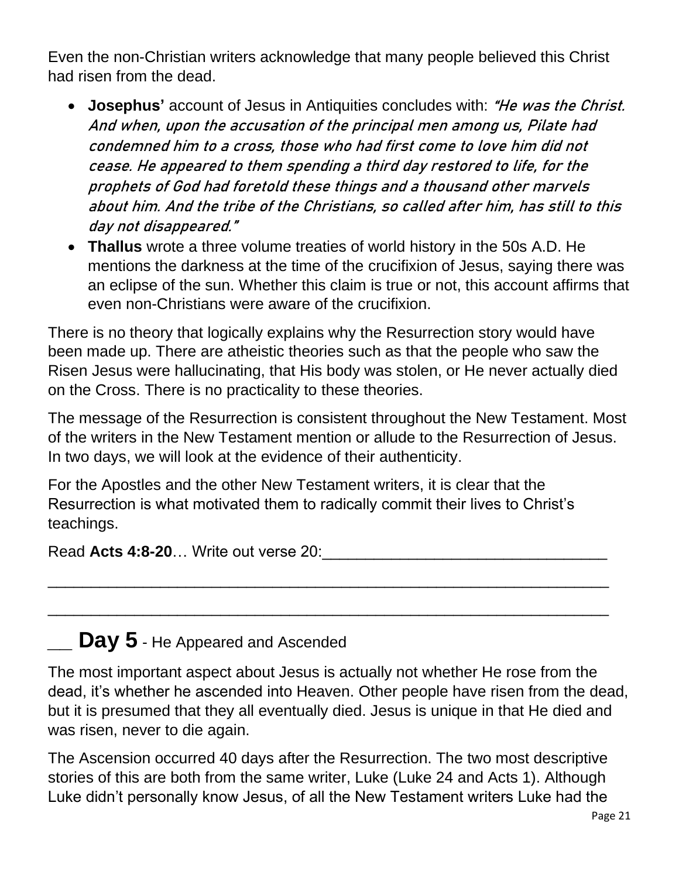Even the non-Christian writers acknowledge that many people believed this Christ had risen from the dead.

- **Josephus'** account of Jesus in Antiquities concludes with: *"He was the Christ. And when, upon the accusation of the principal men among us, Pilate had condemned him to a cross, those who had first come to love him did not cease. He appeared to them spending a third day restored to life, for the prophets of God had foretold these things and a thousand other marvels about him. And the tribe of the Christians, so called after him, has still to this day not disappeared."*
- **Thallus** wrote a three volume treaties of world history in the 50s A.D. He mentions the darkness at the time of the crucifixion of Jesus, saying there was an eclipse of the sun. Whether this claim is true or not, this account affirms that even non-Christians were aware of the crucifixion.

There is no theory that logically explains why the Resurrection story would have been made up. There are atheistic theories such as that the people who saw the Risen Jesus were hallucinating, that His body was stolen, or He never actually died on the Cross. There is no practicality to these theories.

The message of the Resurrection is consistent throughout the New Testament. Most of the writers in the New Testament mention or allude to the Resurrection of Jesus. In two days, we will look at the evidence of their authenticity.

For the Apostles and the other New Testament writers, it is clear that the Resurrection is what motivated them to radically commit their lives to Christ's teachings.

Read **Acts 4:8-20**… Write out verse 20:________________________________

_____________________________________________________________

_____________________________________________________________

## ___ Day 5 - He Appeared and Ascended

The most important aspect about Jesus is actually not whether He rose from the dead, it's whether he ascended into Heaven. Other people have risen from the dead, but it is presumed that they all eventually died. Jesus is unique in that He died and was risen, never to die again.

The Ascension occurred 40 days after the Resurrection. The two most descriptive stories of this are both from the same writer, Luke (Luke 24 and Acts 1). Although Luke didn't personally know Jesus, of all the New Testament writers Luke had the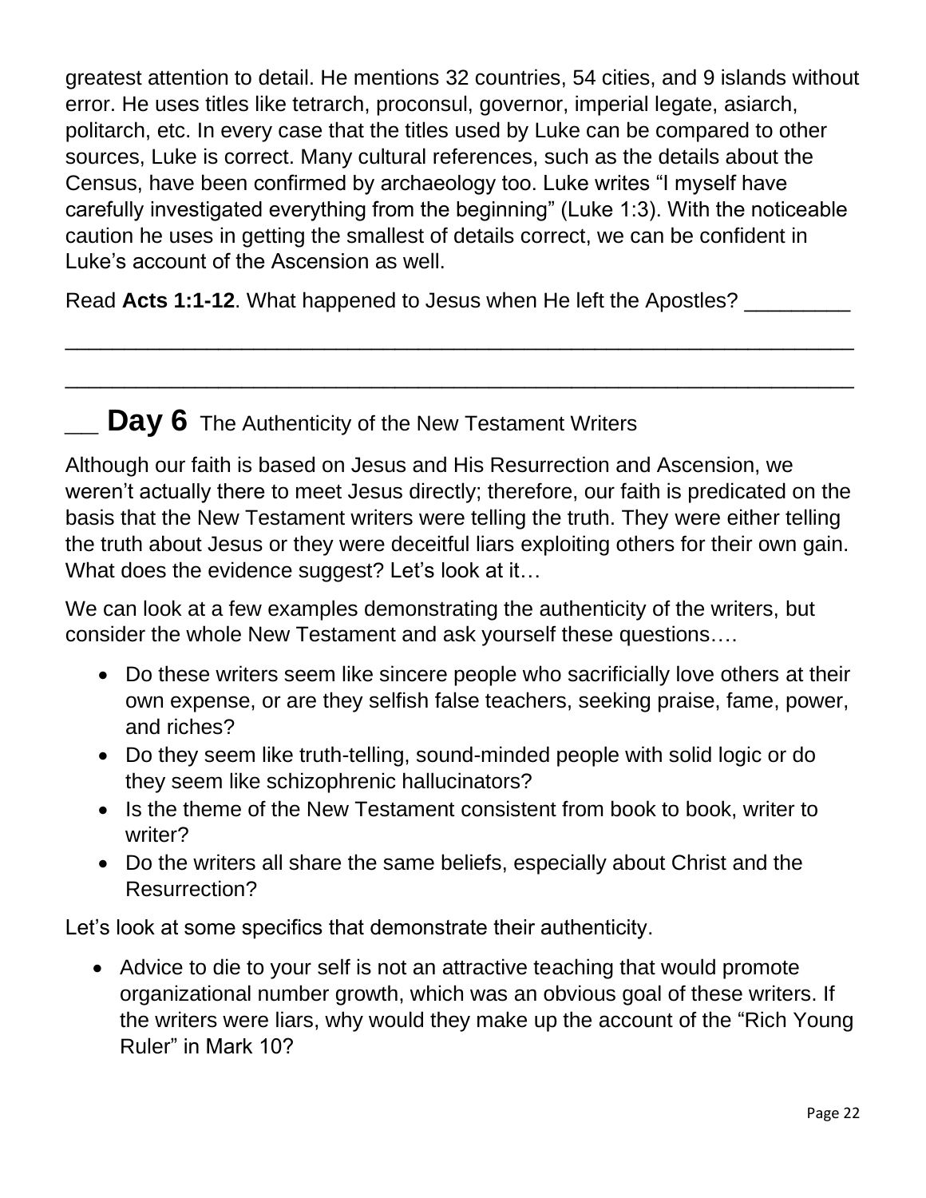greatest attention to detail. He mentions 32 countries, 54 cities, and 9 islands without error. He uses titles like tetrarch, proconsul, governor, imperial legate, asiarch, politarch, etc. In every case that the titles used by Luke can be compared to other sources, Luke is correct. Many cultural references, such as the details about the Census, have been confirmed by archaeology too. Luke writes "I myself have carefully investigated everything from the beginning" (Luke 1:3). With the noticeable caution he uses in getting the smallest of details correct, we can be confident in Luke's account of the Ascension as well.

Read **Acts 1:1-12**. What happened to Jesus when He left the Apostles? _________

_____________________________________________________________________

_____________________________________________________________________

## ___ **Day 6** The Authenticity of the New Testament Writers

Although our faith is based on Jesus and His Resurrection and Ascension, we weren't actually there to meet Jesus directly; therefore, our faith is predicated on the basis that the New Testament writers were telling the truth. They were either telling the truth about Jesus or they were deceitful liars exploiting others for their own gain. What does the evidence suggest? Let's look at it…

We can look at a few examples demonstrating the authenticity of the writers, but consider the whole New Testament and ask yourself these questions….

- Do these writers seem like sincere people who sacrificially love others at their own expense, or are they selfish false teachers, seeking praise, fame, power, and riches?
- Do they seem like truth-telling, sound-minded people with solid logic or do they seem like schizophrenic hallucinators?
- Is the theme of the New Testament consistent from book to book, writer to writer?
- Do the writers all share the same beliefs, especially about Christ and the Resurrection?

Let's look at some specifics that demonstrate their authenticity.

- Advice to die to your self is not an attractive teaching that would promote organizational number growth, which was an obvious goal of these writers. If the writers were liars, why would they make up the account of the "Rich Young Ruler" in Mark 10?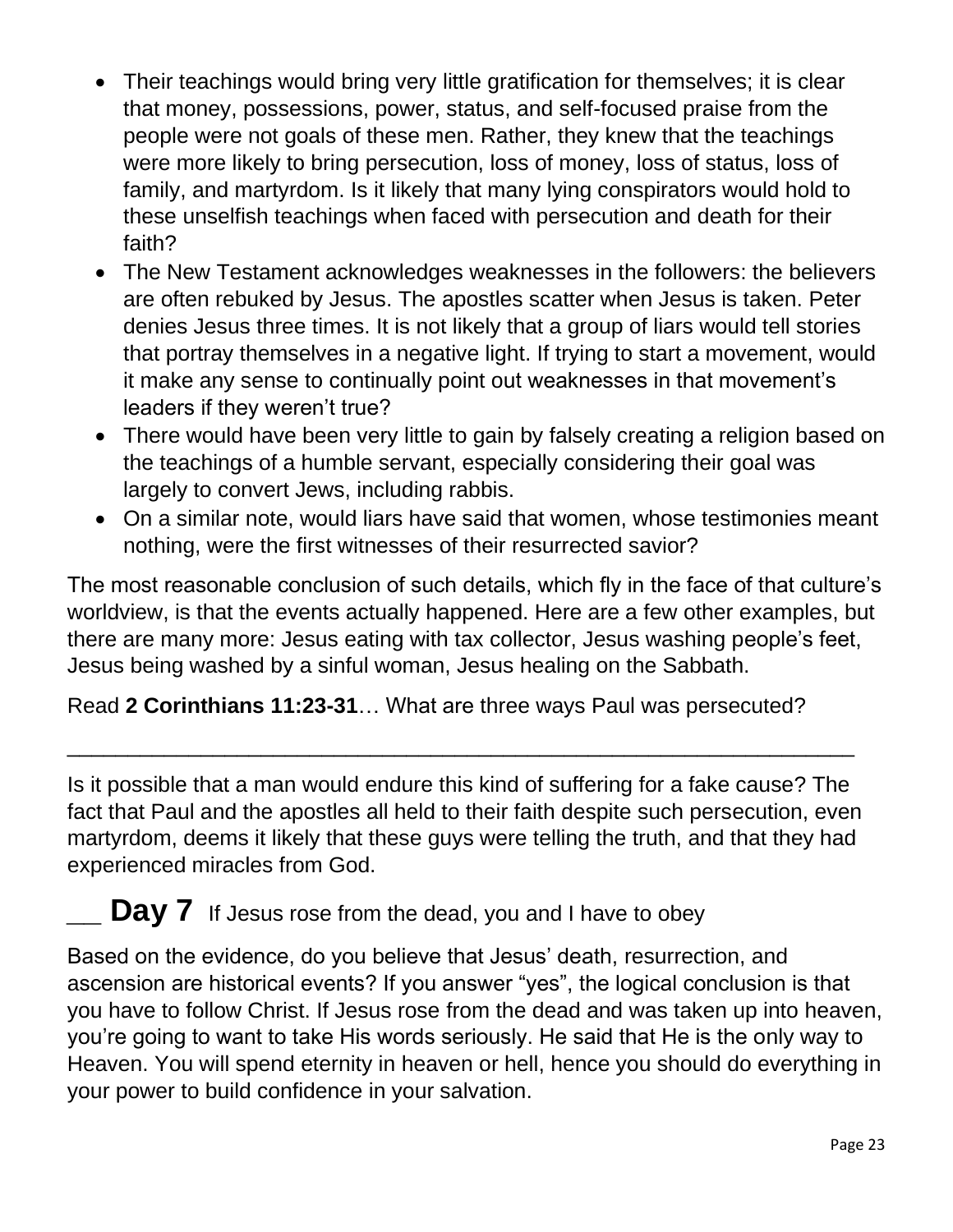- Their teachings would bring very little gratification for themselves; it is clear that money, possessions, power, status, and self-focused praise from the people were not goals of these men. Rather, they knew that the teachings were more likely to bring persecution, loss of money, loss of status, loss of family, and martyrdom. Is it likely that many lying conspirators would hold to these unselfish teachings when faced with persecution and death for their faith?
- The New Testament acknowledges weaknesses in the followers: the believers are often rebuked by Jesus. The apostles scatter when Jesus is taken. Peter denies Jesus three times. It is not likely that a group of liars would tell stories that portray themselves in a negative light. If trying to start a movement, would it make any sense to continually point out weaknesses in that movement's leaders if they weren't true?
- There would have been very little to gain by falsely creating a religion based on the teachings of a humble servant, especially considering their goal was largely to convert Jews, including rabbis.
- On a similar note, would liars have said that women, whose testimonies meant nothing, were the first witnesses of their resurrected savior?

The most reasonable conclusion of such details, which fly in the face of that culture's worldview, is that the events actually happened. Here are a few other examples, but there are many more: Jesus eating with tax collector, Jesus washing people's feet, Jesus being washed by a sinful woman, Jesus healing on the Sabbath.

Read **2 Corinthians 11:23-31**… What are three ways Paul was persecuted?

______________________________________________________________

Is it possible that a man would endure this kind of suffering for a fake cause? The fact that Paul and the apostles all held to their faith despite such persecution, even martyrdom, deems it likely that these guys were telling the truth, and that they had experienced miracles from God.

## ___ Day 7 If Jesus rose from the dead, you and I have to obey

Based on the evidence, do you believe that Jesus' death, resurrection, and ascension are historical events? If you answer "yes", the logical conclusion is that you have to follow Christ. If Jesus rose from the dead and was taken up into heaven, you're going to want to take His words seriously. He said that He is the only way to Heaven. You will spend eternity in heaven or hell, hence you should do everything in your power to build confidence in your salvation.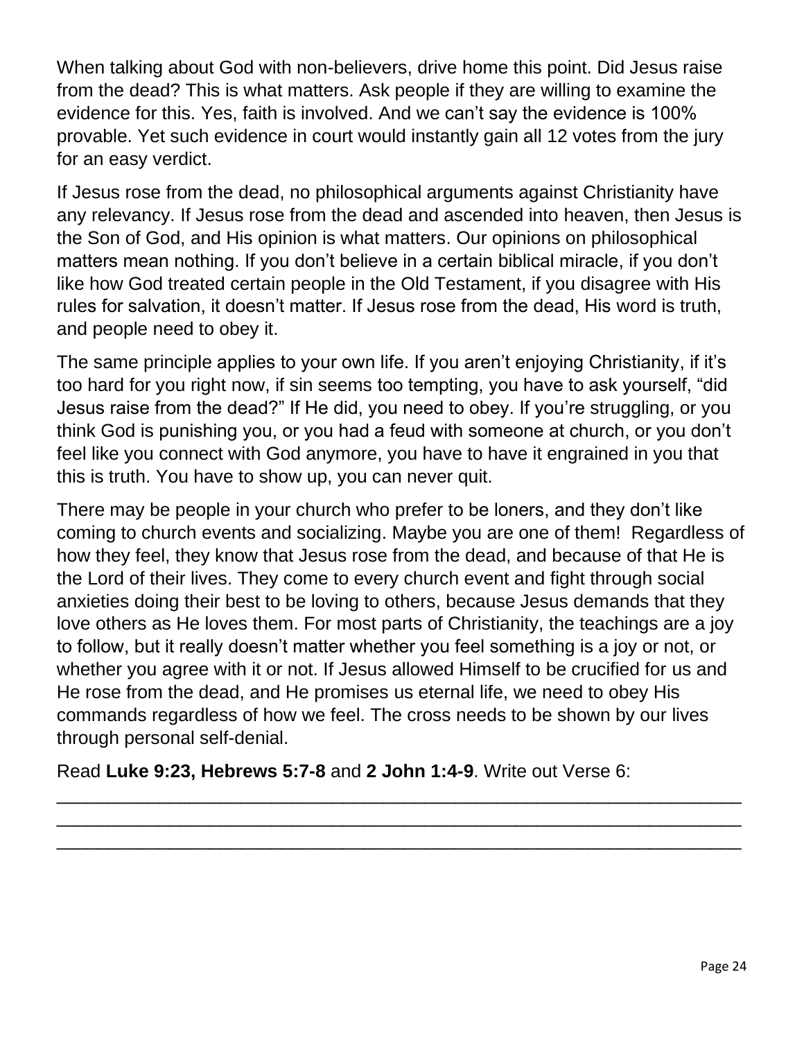When talking about God with non-believers, drive home this point. Did Jesus raise from the dead? This is what matters. Ask people if they are willing to examine the evidence for this. Yes, faith is involved. And we can't say the evidence is 100% provable. Yet such evidence in court would instantly gain all 12 votes from the jury for an easy verdict.

If Jesus rose from the dead, no philosophical arguments against Christianity have any relevancy. If Jesus rose from the dead and ascended into heaven, then Jesus is the Son of God, and His opinion is what matters. Our opinions on philosophical matters mean nothing. If you don't believe in a certain biblical miracle, if you don't like how God treated certain people in the Old Testament, if you disagree with His rules for salvation, it doesn't matter. If Jesus rose from the dead, His word is truth, and people need to obey it.

The same principle applies to your own life. If you aren't enjoying Christianity, if it's too hard for you right now, if sin seems too tempting, you have to ask yourself, "did Jesus raise from the dead?" If He did, you need to obey. If you're struggling, or you think God is punishing you, or you had a feud with someone at church, or you don't feel like you connect with God anymore, you have to have it engrained in you that this is truth. You have to show up, you can never quit.

There may be people in your church who prefer to be loners, and they don't like coming to church events and socializing. Maybe you are one of them! Regardless of how they feel, they know that Jesus rose from the dead, and because of that He is the Lord of their lives. They come to every church event and fight through social anxieties doing their best to be loving to others, because Jesus demands that they love others as He loves them. For most parts of Christianity, the teachings are a joy to follow, but it really doesn't matter whether you feel something is a joy or not, or whether you agree with it or not. If Jesus allowed Himself to be crucified for us and He rose from the dead, and He promises us eternal life, we need to obey His commands regardless of how we feel. The cross needs to be shown by our lives through personal self-denial.

Read **Luke 9:23, Hebrews 5:7-8** and **2 John 1:4-9**. Write out Verse 6:

_______________________________________________________________________

_______________________________________________________________________

_______________________________________________________________________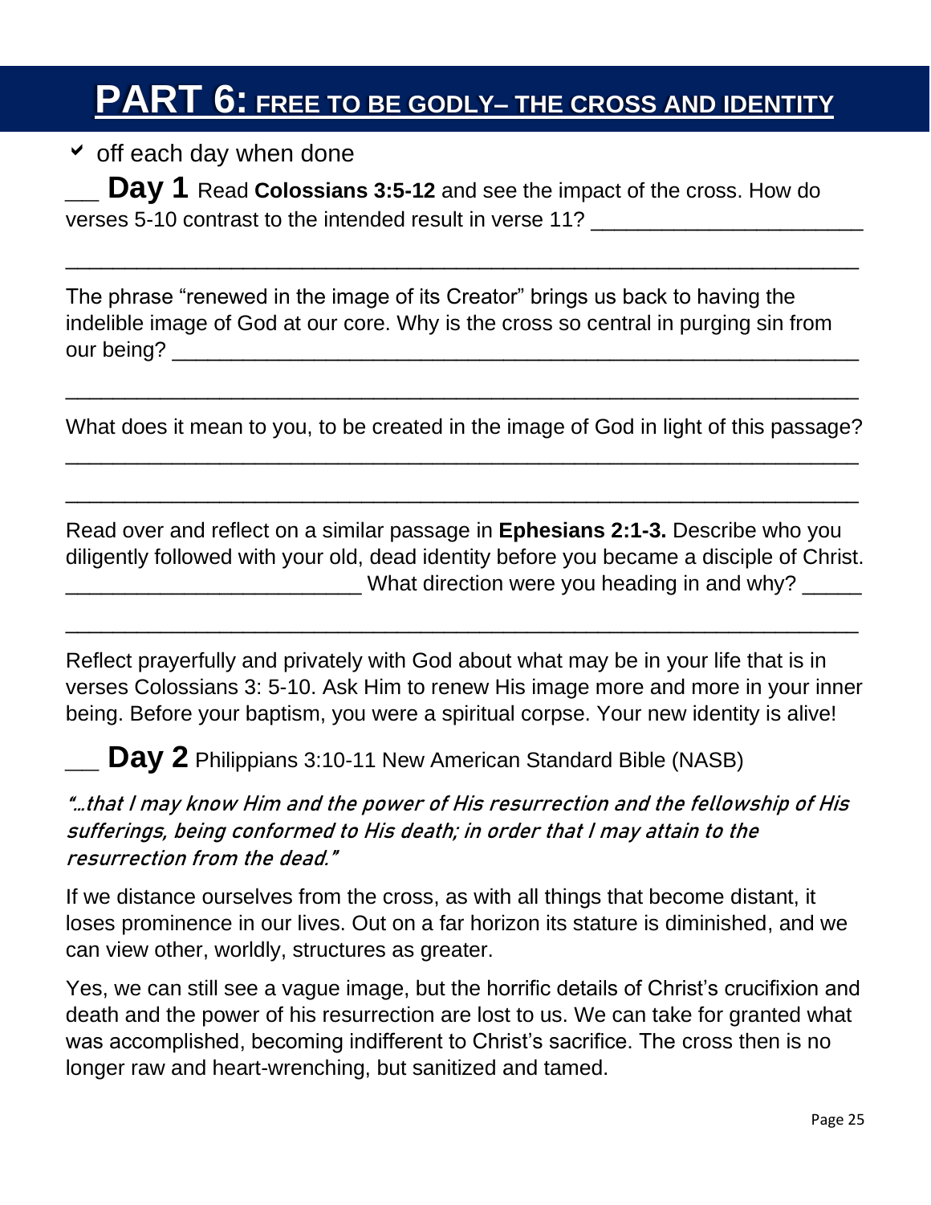# PART 6: FREE TO BE GODLY– THE CROSS AND IDENTITY

✓ off each day when done

___ **Day 1** Read **Colossians 3:5-12** and see the impact of the cross. How do verses 5-10 contrast to the intended result in verse 11? _______________________

_____________________________________________________________________

The phrase "renewed in the image of its Creator" brings us back to having the indelible image of God at our core. Why is the cross so central in purging sin from our being? _____________________________________________________________

_____________________________________________________________________

What does it mean to you, to be created in the image of God in light of this passage?

_____________________________________________________________________

_____________________________________________________________________

Read over and reflect on a similar passage in **Ephesians 2:1-3.** Describe who you diligently followed with your old, dead identity before you became a disciple of Christ. _________________________ What direction were you heading in and why? _____

_____________________________________________________________________

Reflect prayerfully and privately with God about what may be in your life that is in verses Colossians 3: 5-10. Ask Him to renew His image more and more in your inner being. Before your baptism, you were a spiritual corpse. Your new identity is alive!

___ **Day 2** Philippians 3:10-11 New American Standard Bible (NASB)

*"…that I may know Him and the power of His resurrection and the fellowship of His sufferings, being conformed to His death; in order that I may attain to the resurrection from the dead."*

If we distance ourselves from the cross, as with all things that become distant, it loses prominence in our lives. Out on a far horizon its stature is diminished, and we can view other, worldly, structures as greater.

Yes, we can still see a vague image, but the horrific details of Christ's crucifixion and death and the power of his resurrection are lost to us. We can take for granted what was accomplished, becoming indifferent to Christ's sacrifice. The cross then is no longer raw and heart-wrenching, but sanitized and tamed.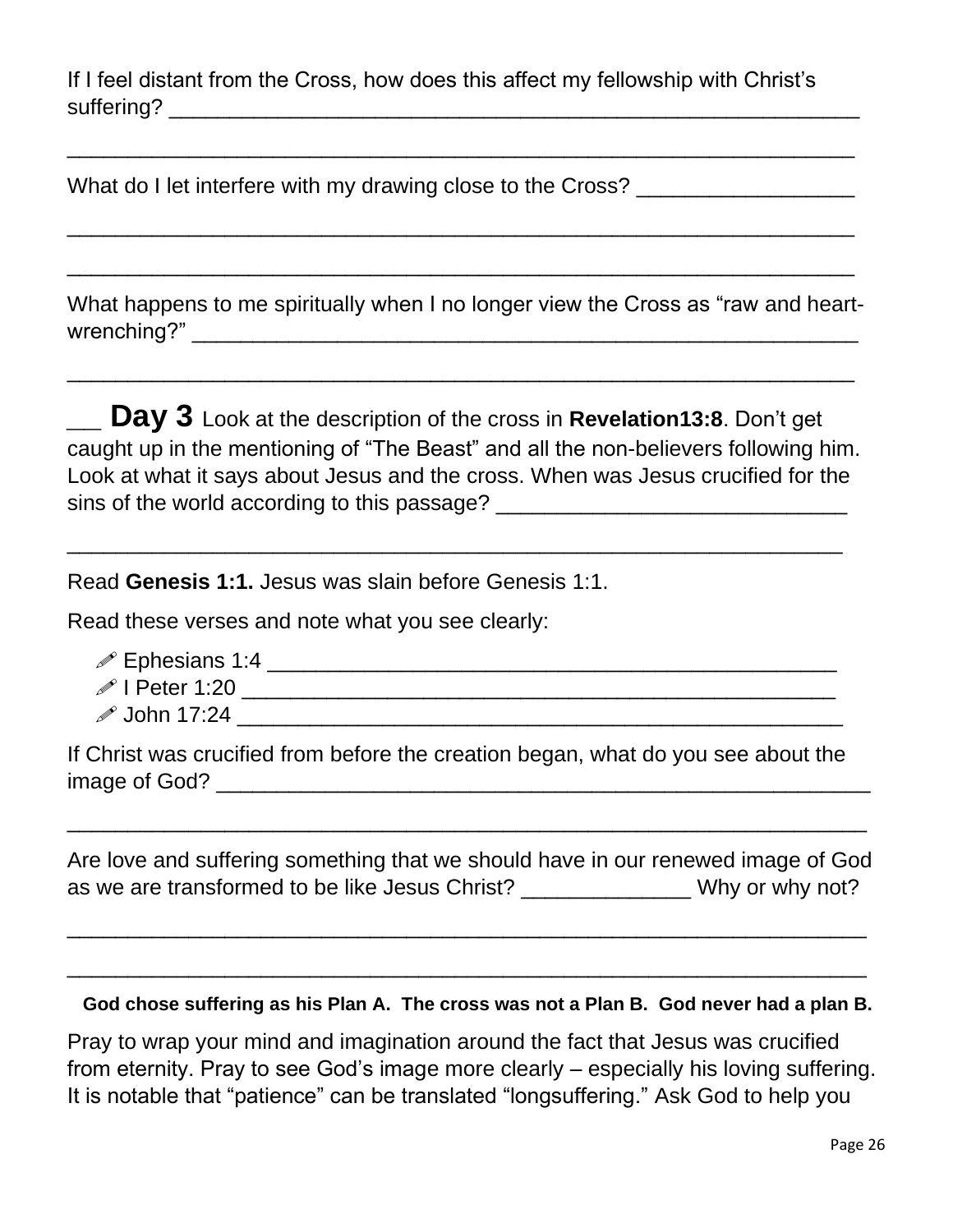If I feel distant from the Cross, how does this affect my fellowship with Christ's suffering? ____________________________________________________________

________________________________________________________________

What do I let interfere with my drawing close to the Cross? __________________

________________________________________________________________

________________________________________________________________

What happens to me spiritually when I no longer view the Cross as "raw and heart-wrenching?" ________________________________________________________

________________________________________________________________

___ **Day 3** Look at the description of the cross in **Revelation13:8**. Don't get caught up in the mentioning of "The Beast" and all the non-believers following him. Look at what it says about Jesus and the cross. When was Jesus crucified for the sins of the world according to this passage? _____________________________

________________________________________________________________

Read **Genesis 1:1.** Jesus was slain before Genesis 1:1.

Read these verses and note what you see clearly:

- ✐ Ephesians 1:4 ________________________________________________
- ✐ I Peter 1:20 _________________________________________________
- ✐ John 17:24 __________________________________________________

If Christ was crucified from before the creation began, what do you see about the image of God? _________________________________________________________

________________________________________________________________

Are love and suffering something that we should have in our renewed image of God as we are transformed to be like Jesus Christ? ______________ Why or why not?

________________________________________________________________

________________________________________________________________

**God chose suffering as his Plan A. The cross was not a Plan B. God never had a plan B.**

Pray to wrap your mind and imagination around the fact that Jesus was crucified from eternity. Pray to see God's image more clearly – especially his loving suffering. It is notable that "patience" can be translated "longsuffering." Ask God to help you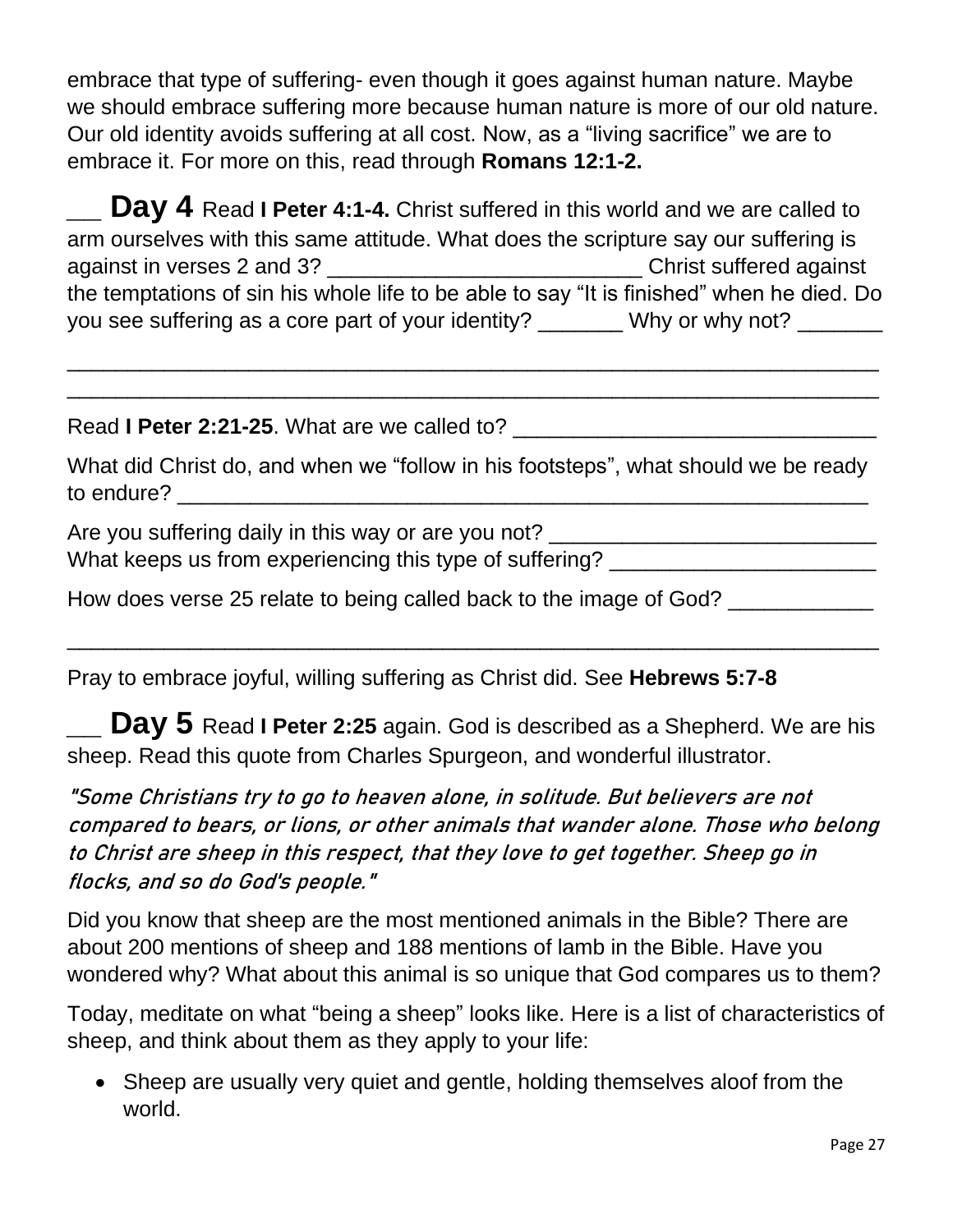embrace that type of suffering- even though it goes against human nature. Maybe we should embrace suffering more because human nature is more of our old nature. Our old identity avoids suffering at all cost. Now, as a "living sacrifice" we are to embrace it. For more on this, read through **Romans 12:1-2.**

___ **Day 4** Read **I Peter 4:1-4.** Christ suffered in this world and we are called to arm ourselves with this same attitude. What does the scripture say our suffering is against in verses 2 and 3? __________________________ Christ suffered against the temptations of sin his whole life to be able to say "It is finished" when he died. Do you see suffering as a core part of your identity? _______ Why or why not? _______

_________________________________________________________________
_________________________________________________________________

Read **I Peter 2:21-25**. What are we called to? ______________________________

What did Christ do, and when we "follow in his footsteps", what should we be ready to endure? __________________________________________________________

Are you suffering daily in this way or are you not? ___________________________
What keeps us from experiencing this type of suffering? ______________________

How does verse 25 relate to being called back to the image of God? ____________

_________________________________________________________________

Pray to embrace joyful, willing suffering as Christ did. See **Hebrews 5:7-8**

___ **Day 5** Read **I Peter 2:25** again. God is described as a Shepherd. We are his sheep. Read this quote from Charles Spurgeon, and wonderful illustrator.

*"Some Christians try to go to heaven alone, in solitude. But believers are not compared to bears, or lions, or other animals that wander alone. Those who belong to Christ are sheep in this respect, that they love to get together. Sheep go in flocks, and so do God's people."*

Did you know that sheep are the most mentioned animals in the Bible? There are about 200 mentions of sheep and 188 mentions of lamb in the Bible. Have you wondered why? What about this animal is so unique that God compares us to them?

Today, meditate on what "being a sheep" looks like. Here is a list of characteristics of sheep, and think about them as they apply to your life:

- Sheep are usually very quiet and gentle, holding themselves aloof from the world.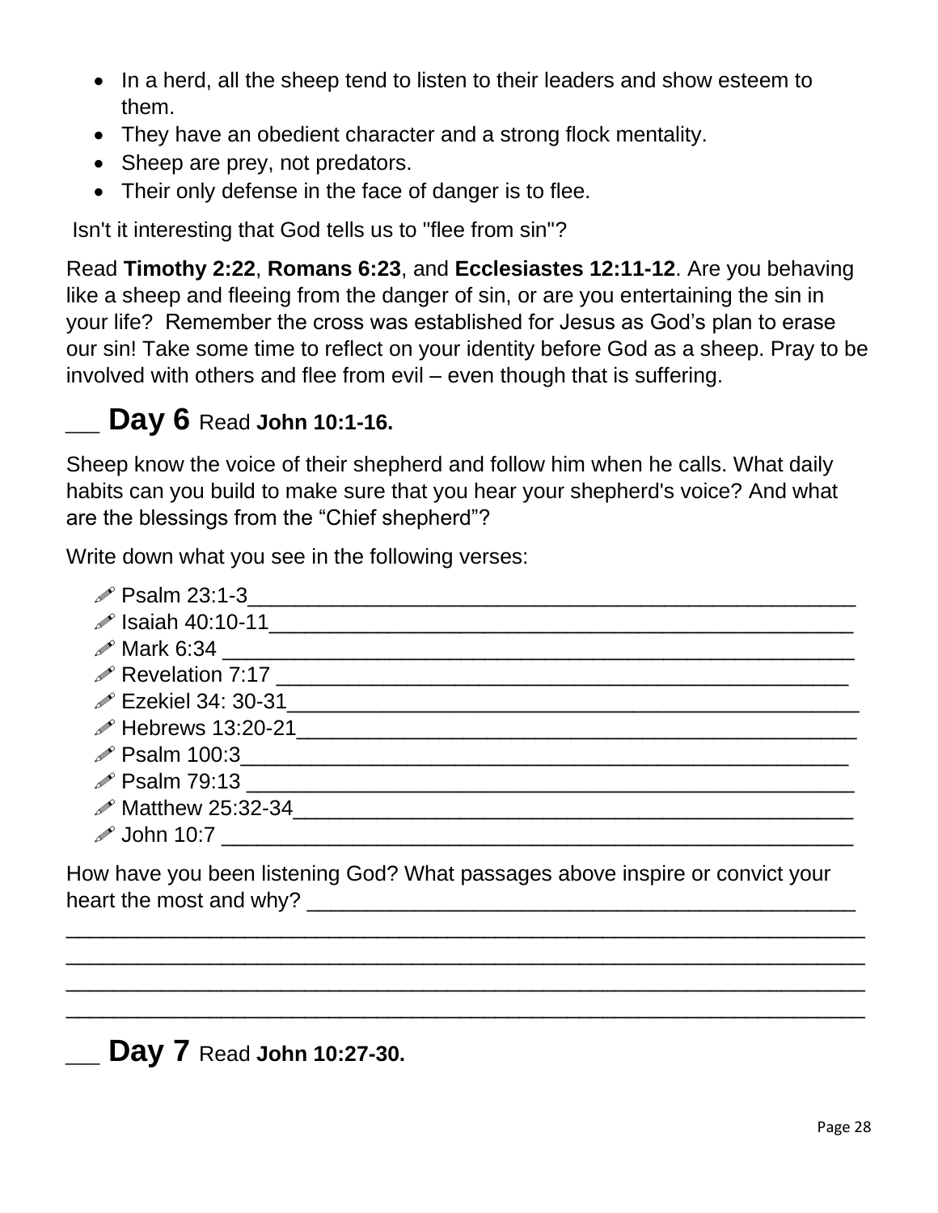- In a herd, all the sheep tend to listen to their leaders and show esteem to them.
- They have an obedient character and a strong flock mentality.
- Sheep are prey, not predators.
- Their only defense in the face of danger is to flee.

Isn't it interesting that God tells us to "flee from sin"?

Read **Timothy 2:22**, **Romans 6:23**, and **Ecclesiastes 12:11-12**. Are you behaving like a sheep and fleeing from the danger of sin, or are you entertaining the sin in your life? Remember the cross was established for Jesus as God's plan to erase our sin! Take some time to reflect on your identity before God as a sheep. Pray to be involved with others and flee from evil – even though that is suffering.

## ___ Day 6 Read **John 10:1-16.**

Sheep know the voice of their shepherd and follow him when he calls. What daily habits can you build to make sure that you hear your shepherd's voice? And what are the blessings from the "Chief shepherd"?

Write down what you see in the following verses:

- ✐ Psalm 23:1-3________________________________________________
- ✐ Isaiah 40:10-11______________________________________________
- ✐ Mark 6:34 _________________________________________________
- ✐ Revelation 7:17 _____________________________________________
- ✐ Ezekiel 34: 30-31_____________________________________________
- ✐ Hebrews 13:20-21____________________________________________
- ✐ Psalm 100:3_________________________________________________
- ✐ Psalm 79:13 ________________________________________________
- ✐ Matthew 25:32-34____________________________________________
- ✐ John 10:7 __________________________________________________

How have you been listening God? What passages above inspire or convict your heart the most and why? _____________________________________________
_____________________________________________________________
_____________________________________________________________
_____________________________________________________________
_____________________________________________________________

## ___ Day 7 Read **John 10:27-30.**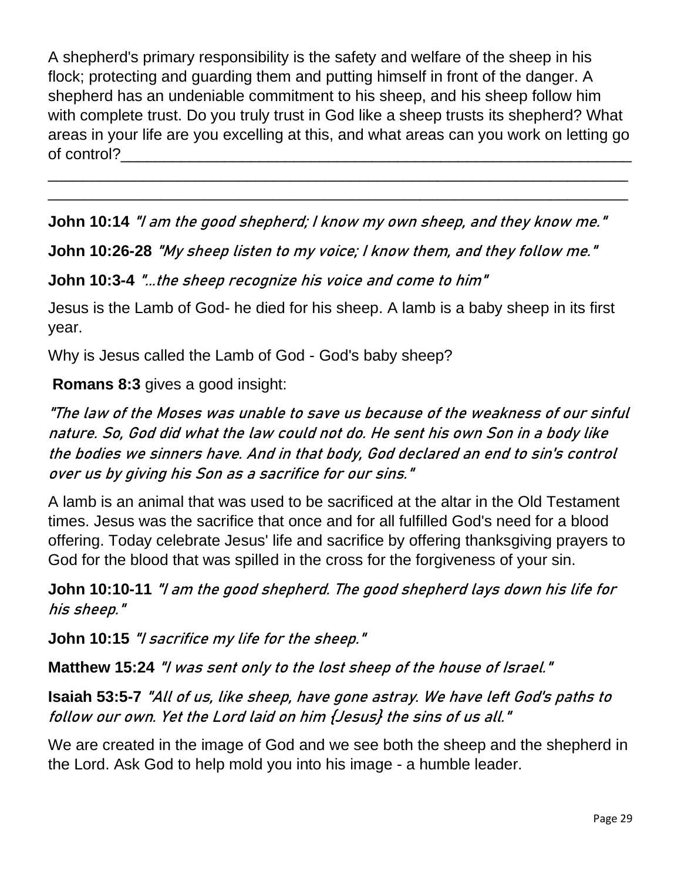A shepherd's primary responsibility is the safety and welfare of the sheep in his flock; protecting and guarding them and putting himself in front of the danger. A shepherd has an undeniable commitment to his sheep, and his sheep follow him with complete trust. Do you truly trust in God like a sheep trusts its shepherd? What areas in your life are you excelling at this, and what areas can you work on letting go of control?_______________________________________________________________

______________________________________________________________________

______________________________________________________________________

**John 10:14** *"I am the good shepherd; I know my own sheep, and they know me."*

**John 10:26-28** *"My sheep listen to my voice; I know them, and they follow me."*

**John 10:3-4** *"...the sheep recognize his voice and come to him"*

Jesus is the Lamb of God- he died for his sheep. A lamb is a baby sheep in its first year.

Why is Jesus called the Lamb of God - God's baby sheep?

**Romans 8:3** gives a good insight:

*"The law of the Moses was unable to save us because of the weakness of our sinful nature. So, God did what the law could not do. He sent his own Son in a body like the bodies we sinners have. And in that body, God declared an end to sin's control over us by giving his Son as a sacrifice for our sins."*

A lamb is an animal that was used to be sacrificed at the altar in the Old Testament times. Jesus was the sacrifice that once and for all fulfilled God's need for a blood offering. Today celebrate Jesus' life and sacrifice by offering thanksgiving prayers to God for the blood that was spilled in the cross for the forgiveness of your sin.

**John 10:10-11** *"I am the good shepherd. The good shepherd lays down his life for his sheep."*

**John 10:15** *"I sacrifice my life for the sheep."*

**Matthew 15:24** *"I was sent only to the lost sheep of the house of Israel."*

**Isaiah 53:5-7** *"All of us, like sheep, have gone astray. We have left God's paths to follow our own. Yet the Lord laid on him {Jesus} the sins of us all."*

We are created in the image of God and we see both the sheep and the shepherd in the Lord. Ask God to help mold you into his image - a humble leader.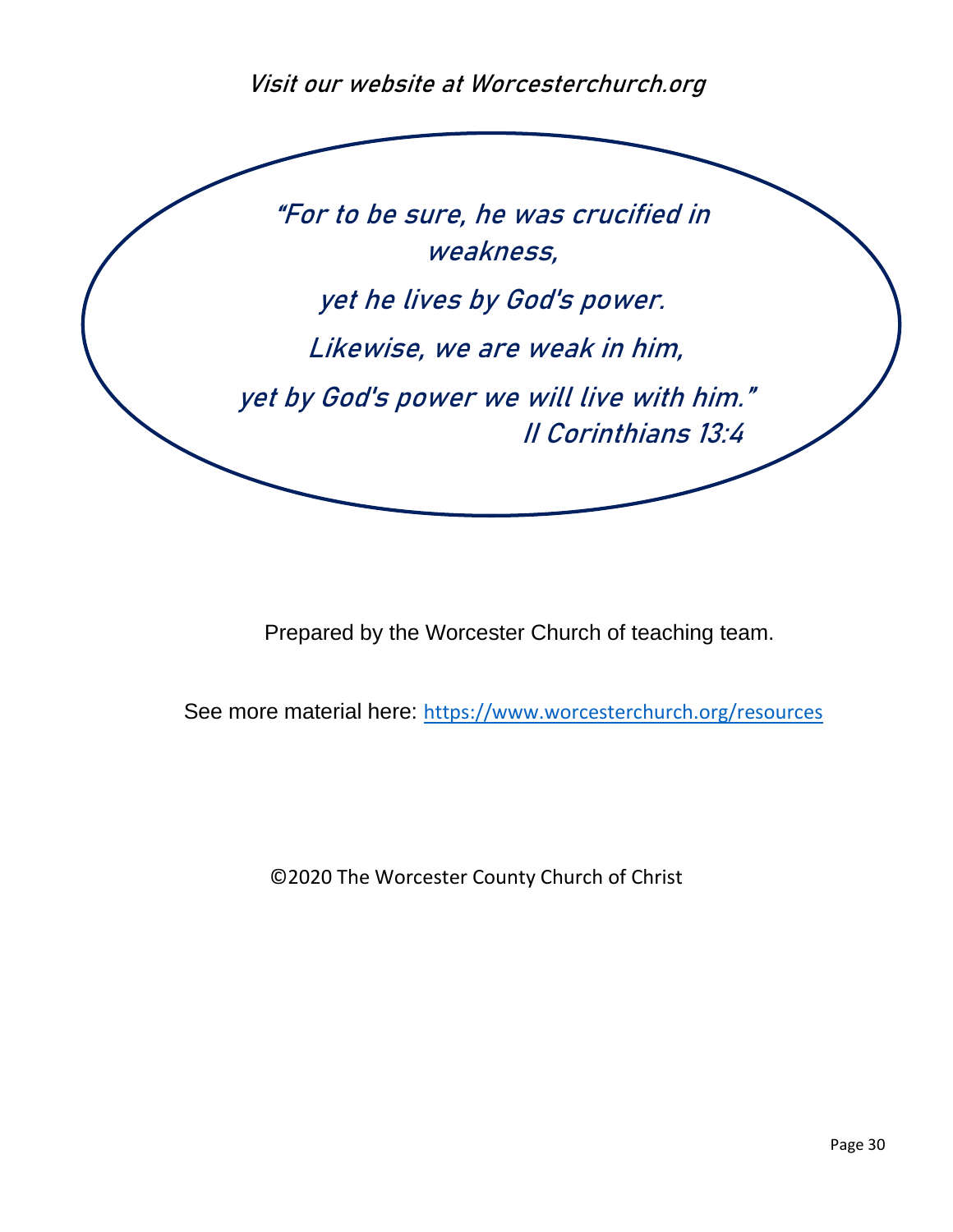*Visit our website at Worcesterchurch.org*

*"For to be sure, he was crucified in weakness,*

*yet he lives by God's power.*

*Likewise, we are weak in him,*

*yet by God's power we will live with him."*
*II Corinthians 13:4*

Prepared by the Worcester Church of teaching team.

See more material here: https://www.worcesterchurch.org/resources

©2020 The Worcester County Church of Christ